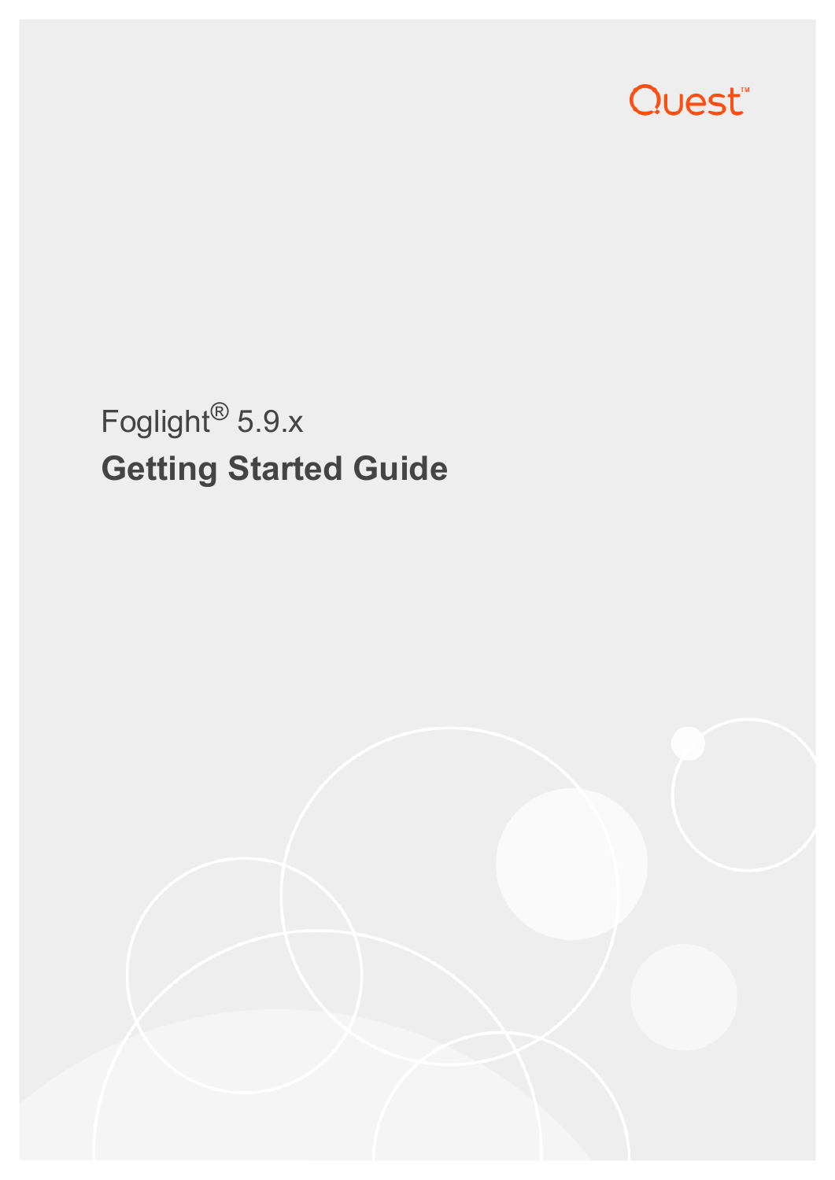Quest™

Foglight® 5.9.x

# Getting Started Guide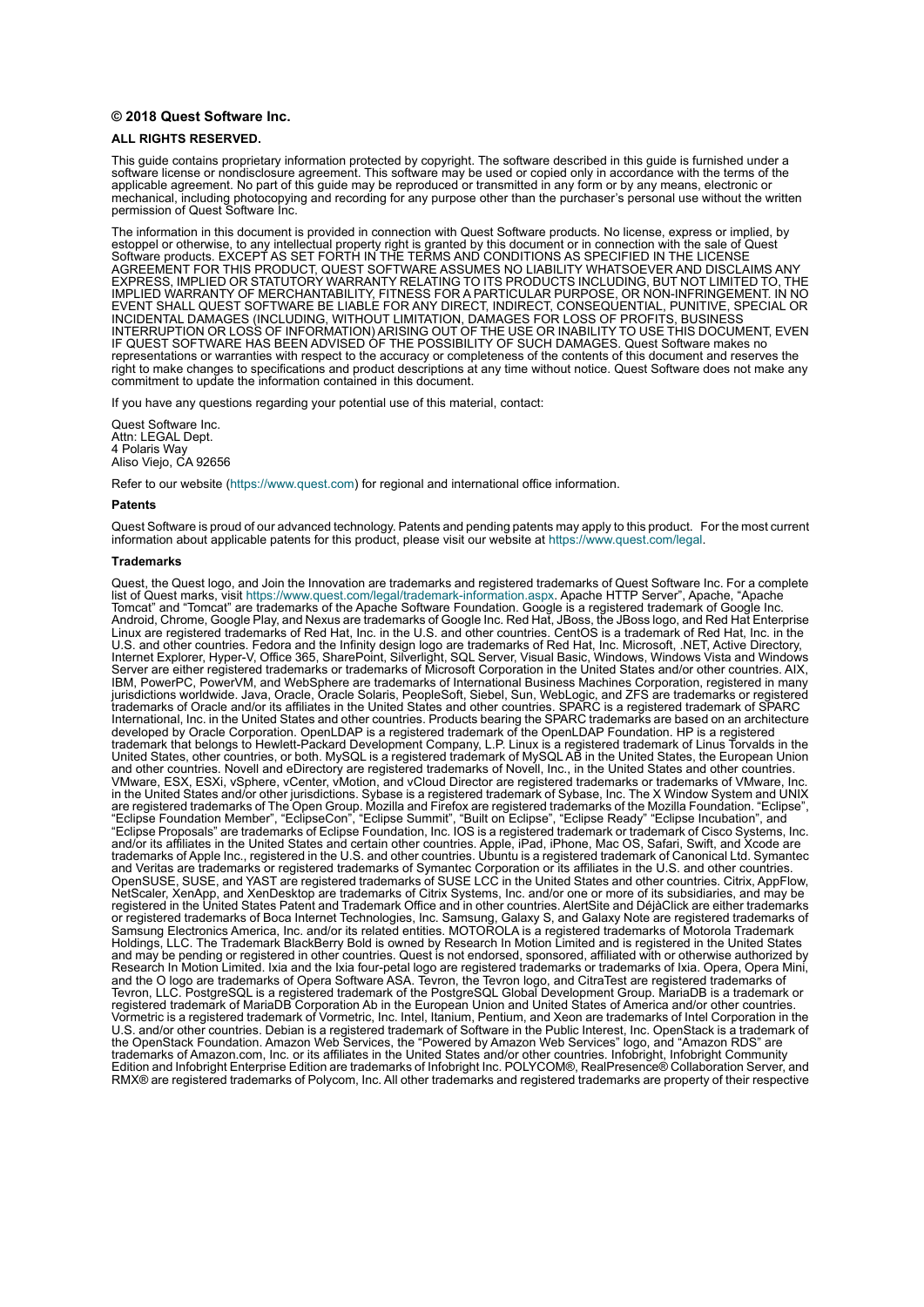**© 2018 Quest Software Inc.**

**ALL RIGHTS RESERVED.**

This guide contains proprietary information protected by copyright. The software described in this guide is furnished under a software license or nondisclosure agreement. This software may be used or copied only in accordance with the terms of the applicable agreement. No part of this guide may be reproduced or transmitted in any form or by any means, electronic or mechanical, including photocopying and recording for any purpose other than the purchaser's personal use without the written permission of Quest Software Inc.

The information in this document is provided in connection with Quest Software products. No license, express or implied, by estoppel or otherwise, to any intellectual property right is granted by this document or in connection with the sale of Quest Software products. EXCEPT AS SET FORTH IN THE TERMS AND CONDITIONS AS SPECIFIED IN THE LICENSE AGREEMENT FOR THIS PRODUCT, QUEST SOFTWARE ASSUMES NO LIABILITY WHATSOEVER AND DISCLAIMS ANY EXPRESS, IMPLIED OR STATUTORY WARRANTY RELATING TO ITS PRODUCTS INCLUDING, BUT NOT LIMITED TO, THE IMPLIED WARRANTY OF MERCHANTABILITY, FITNESS FOR A PARTICULAR PURPOSE, OR NON-INFRINGEMENT. IN NO EVENT SHALL QUEST SOFTWARE BE LIABLE FOR ANY DIRECT, INDIRECT, CONSEQUENTIAL, PUNITIVE, SPECIAL OR INCIDENTAL DAMAGES (INCLUDING, WITHOUT LIMITATION, DAMAGES FOR LOSS OF PROFITS, BUSINESS INTERRUPTION OR LOSS OF INFORMATION) ARISING OUT OF THE USE OR INABILITY TO USE THIS DOCUMENT, EVEN IF QUEST SOFTWARE HAS BEEN ADVISED OF THE POSSIBILITY OF SUCH DAMAGES. Quest Software makes no representations or warranties with respect to the accuracy or completeness of the contents of this document and reserves the right to make changes to specifications and product descriptions at any time without notice. Quest Software does not make any commitment to update the information contained in this document.

If you have any questions regarding your potential use of this material, contact:

Quest Software Inc.
Attn: LEGAL Dept.
4 Polaris Way
Aliso Viejo, CA 92656

Refer to our website (https://www.quest.com) for regional and international office information.

**Patents**

Quest Software is proud of our advanced technology. Patents and pending patents may apply to this product. For the most current information about applicable patents for this product, please visit our website at https://www.quest.com/legal.

**Trademarks**

Quest, the Quest logo, and Join the Innovation are trademarks and registered trademarks of Quest Software Inc. For a complete list of Quest marks, visit https://www.quest.com/legal/trademark-information.aspx. Apache HTTP Server", Apache, "Apache Tomcat" and "Tomcat" are trademarks of the Apache Software Foundation. Google is a registered trademark of Google Inc. Android, Chrome, Google Play, and Nexus are trademarks of Google Inc. Red Hat, JBoss, the JBoss logo, and Red Hat Enterprise Linux are registered trademarks of Red Hat, Inc. in the U.S. and other countries. CentOS is a trademark of Red Hat, Inc. in the U.S. and other countries. Fedora and the Infinity design logo are trademarks of Red Hat, Inc. Microsoft, .NET, Active Directory, Internet Explorer, Hyper-V, Office 365, SharePoint, Silverlight, SQL Server, Visual Basic, Windows, Windows Vista and Windows Server are either registered trademarks or trademarks of Microsoft Corporation in the United States and/or other countries. AIX, IBM, PowerPC, PowerVM, and WebSphere are trademarks of International Business Machines Corporation, registered in many jurisdictions worldwide. Java, Oracle, Oracle Solaris, PeopleSoft, Siebel, Sun, WebLogic, and ZFS are trademarks or registered trademarks of Oracle and/or its affiliates in the United States and other countries. SPARC is a registered trademark of SPARC International, Inc. in the United States and other countries. Products bearing the SPARC trademarks are based on an architecture developed by Oracle Corporation. OpenLDAP is a registered trademark of the OpenLDAP Foundation. HP is a registered trademark that belongs to Hewlett-Packard Development Company, L.P. Linux is a registered trademark of Linus Torvalds in the United States, other countries, or both. MySQL is a registered trademark of MySQL AB in the United States, the European Union and other countries. Novell and eDirectory are registered trademarks of Novell, Inc., in the United States and other countries. VMware, ESX, ESXi, vSphere, vCenter, vMotion, and vCloud Director are registered trademarks or trademarks of VMware, Inc. in the United States and/or other jurisdictions. Sybase is a registered trademark of Sybase, Inc. The X Window System and UNIX are registered trademarks of The Open Group. Mozilla and Firefox are registered trademarks of the Mozilla Foundation. "Eclipse", "Eclipse Foundation Member", "EclipseCon", "Eclipse Summit", "Built on Eclipse", "Eclipse Ready" "Eclipse Incubation", and "Eclipse Proposals" are trademarks of Eclipse Foundation, Inc. IOS is a registered trademark or trademark of Cisco Systems, Inc. and/or its affiliates in the United States and certain other countries. Apple, iPad, iPhone, Mac OS, Safari, Swift, and Xcode are trademarks of Apple Inc., registered in the U.S. and other countries. Ubuntu is a registered trademark of Canonical Ltd. Symantec and Veritas are trademarks or registered trademarks of Symantec Corporation or its affiliates in the U.S. and other countries. OpenSUSE, SUSE, and YAST are registered trademarks of SUSE LCC in the United States and other countries. Citrix, AppFlow, NetScaler, XenApp, and XenDesktop are trademarks of Citrix Systems, Inc. and/or one or more of its subsidiaries, and may be registered in the United States Patent and Trademark Office and in other countries. AlertSite and DéjàClick are either trademarks or registered trademarks of Boca Internet Technologies, Inc. Samsung, Galaxy S, and Galaxy Note are registered trademarks of Samsung Electronics America, Inc. and/or its related entities. MOTOROLA is a registered trademarks of Motorola Trademark Holdings, LLC. The Trademark BlackBerry Bold is owned by Research In Motion Limited and is registered in the United States and may be pending or registered in other countries. Quest is not endorsed, sponsored, affiliated with or otherwise authorized by Research In Motion Limited. Ixia and the Ixia four-petal logo are registered trademarks or trademarks of Ixia. Opera, Opera Mini, and the O logo are trademarks of Opera Software ASA. Tevron, the Tevron logo, and CitraTest are registered trademarks of Tevron, LLC. PostgreSQL is a registered trademark of the PostgreSQL Global Development Group. MariaDB is a trademark or registered trademark of MariaDB Corporation Ab in the European Union and United States of America and/or other countries. Vormetric is a registered trademark of Vormetric, Inc. Intel, Itanium, Pentium, and Xeon are trademarks of Intel Corporation in the U.S. and/or other countries. Debian is a registered trademark of Software in the Public Interest, Inc. OpenStack is a trademark of the OpenStack Foundation. Amazon Web Services, the "Powered by Amazon Web Services" logo, and "Amazon RDS" are trademarks of Amazon.com, Inc. or its affiliates in the United States and/or other countries. Infobright, Infobright Community Edition and Infobright Enterprise Edition are trademarks of Infobright Inc. POLYCOM®, RealPresence® Collaboration Server, and RMX® are registered trademarks of Polycom, Inc. All other trademarks and registered trademarks are property of their respective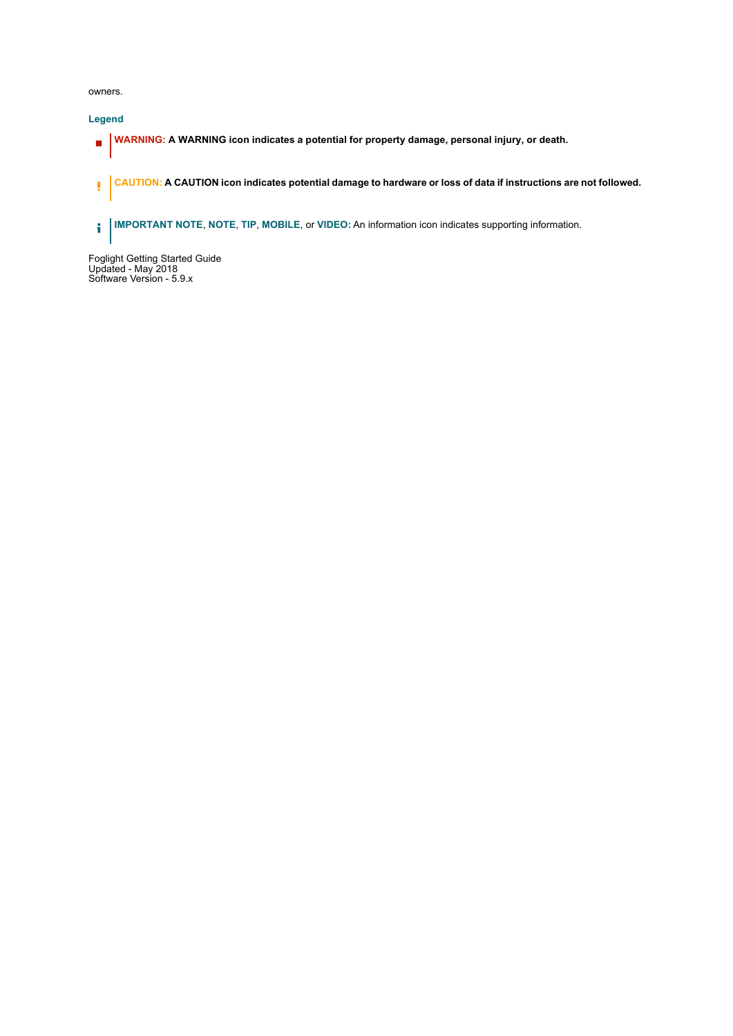owners.

### Legend

- **WARNING: A WARNING icon indicates a potential for property damage, personal injury, or death.**

- **CAUTION: A CAUTION icon indicates potential damage to hardware or loss of data if instructions are not followed.**

- **IMPORTANT NOTE**, **NOTE**, **TIP**, **MOBILE**, or **VIDEO:** An information icon indicates supporting information.

Foglight Getting Started Guide
Updated - May 2018
Software Version - 5.9.x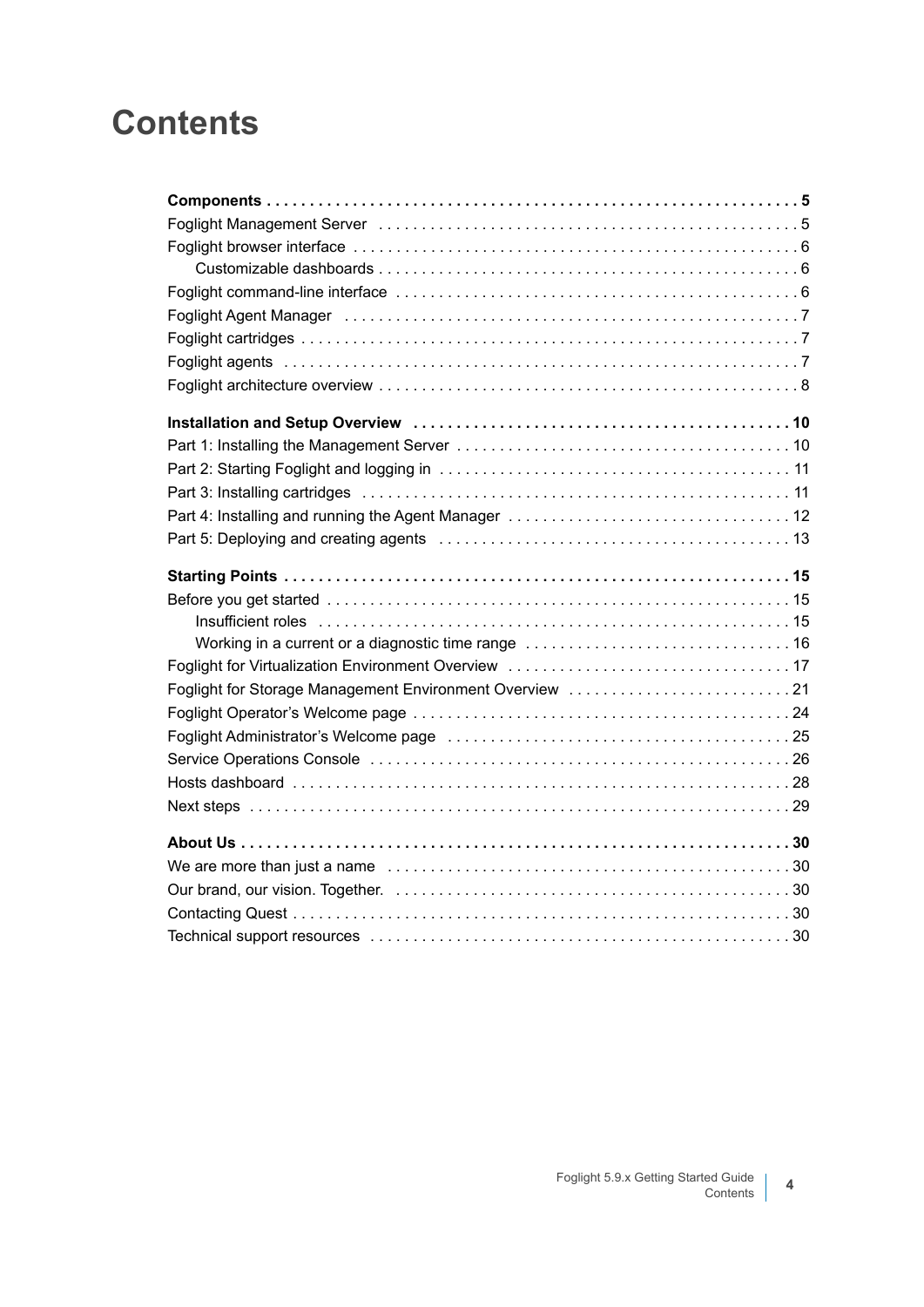# Contents

**Components . . . . . . . . . . . . . . . . . . . . . . . . . . . . . . . . . . . . . . . . . . . . . . . . . . . . . . . . . . . 5**

Foglight Management Server . . . . . . . . . . . . . . . . . . . . . . . . . . . . . . . . . . . . . . . . . . . . . . 5

Foglight browser interface . . . . . . . . . . . . . . . . . . . . . . . . . . . . . . . . . . . . . . . . . . . . . . . . . 6

    Customizable dashboards . . . . . . . . . . . . . . . . . . . . . . . . . . . . . . . . . . . . . . . . . . . . . . 6

Foglight command-line interface . . . . . . . . . . . . . . . . . . . . . . . . . . . . . . . . . . . . . . . . . . . . 6

Foglight Agent Manager . . . . . . . . . . . . . . . . . . . . . . . . . . . . . . . . . . . . . . . . . . . . . . . . . . 7

Foglight cartridges . . . . . . . . . . . . . . . . . . . . . . . . . . . . . . . . . . . . . . . . . . . . . . . . . . . . . . 7

Foglight agents . . . . . . . . . . . . . . . . . . . . . . . . . . . . . . . . . . . . . . . . . . . . . . . . . . . . . . . . 7

Foglight architecture overview . . . . . . . . . . . . . . . . . . . . . . . . . . . . . . . . . . . . . . . . . . . . . . 8

**Installation and Setup Overview . . . . . . . . . . . . . . . . . . . . . . . . . . . . . . . . . . . . . . . . . . 10**

Part 1: Installing the Management Server . . . . . . . . . . . . . . . . . . . . . . . . . . . . . . . . . . . . . 10

Part 2: Starting Foglight and logging in . . . . . . . . . . . . . . . . . . . . . . . . . . . . . . . . . . . . . . . 11

Part 3: Installing cartridges . . . . . . . . . . . . . . . . . . . . . . . . . . . . . . . . . . . . . . . . . . . . . . . 11

Part 4: Installing and running the Agent Manager . . . . . . . . . . . . . . . . . . . . . . . . . . . . . . . 12

Part 5: Deploying and creating agents . . . . . . . . . . . . . . . . . . . . . . . . . . . . . . . . . . . . . . . 13

**Starting Points . . . . . . . . . . . . . . . . . . . . . . . . . . . . . . . . . . . . . . . . . . . . . . . . . . . . . . . . 15**

Before you get started . . . . . . . . . . . . . . . . . . . . . . . . . . . . . . . . . . . . . . . . . . . . . . . . . . . 15

    Insufficient roles . . . . . . . . . . . . . . . . . . . . . . . . . . . . . . . . . . . . . . . . . . . . . . . . . . . . 15

    Working in a current or a diagnostic time range . . . . . . . . . . . . . . . . . . . . . . . . . . . . . 16

Foglight for Virtualization Environment Overview . . . . . . . . . . . . . . . . . . . . . . . . . . . . . . . 17

Foglight for Storage Management Environment Overview . . . . . . . . . . . . . . . . . . . . . . . . 21

Foglight Operator’s Welcome page . . . . . . . . . . . . . . . . . . . . . . . . . . . . . . . . . . . . . . . . . . 24

Foglight Administrator’s Welcome page . . . . . . . . . . . . . . . . . . . . . . . . . . . . . . . . . . . . . . 25

Service Operations Console . . . . . . . . . . . . . . . . . . . . . . . . . . . . . . . . . . . . . . . . . . . . . . . 26

Hosts dashboard . . . . . . . . . . . . . . . . . . . . . . . . . . . . . . . . . . . . . . . . . . . . . . . . . . . . . . . 28

Next steps . . . . . . . . . . . . . . . . . . . . . . . . . . . . . . . . . . . . . . . . . . . . . . . . . . . . . . . . . . . . 29

**About Us . . . . . . . . . . . . . . . . . . . . . . . . . . . . . . . . . . . . . . . . . . . . . . . . . . . . . . . . . . . . . 30**

We are more than just a name . . . . . . . . . . . . . . . . . . . . . . . . . . . . . . . . . . . . . . . . . . . . . . 30

Our brand, our vision. Together. . . . . . . . . . . . . . . . . . . . . . . . . . . . . . . . . . . . . . . . . . . . . 30

Contacting Quest . . . . . . . . . . . . . . . . . . . . . . . . . . . . . . . . . . . . . . . . . . . . . . . . . . . . . . . 30

Technical support resources . . . . . . . . . . . . . . . . . . . . . . . . . . . . . . . . . . . . . . . . . . . . . . . 30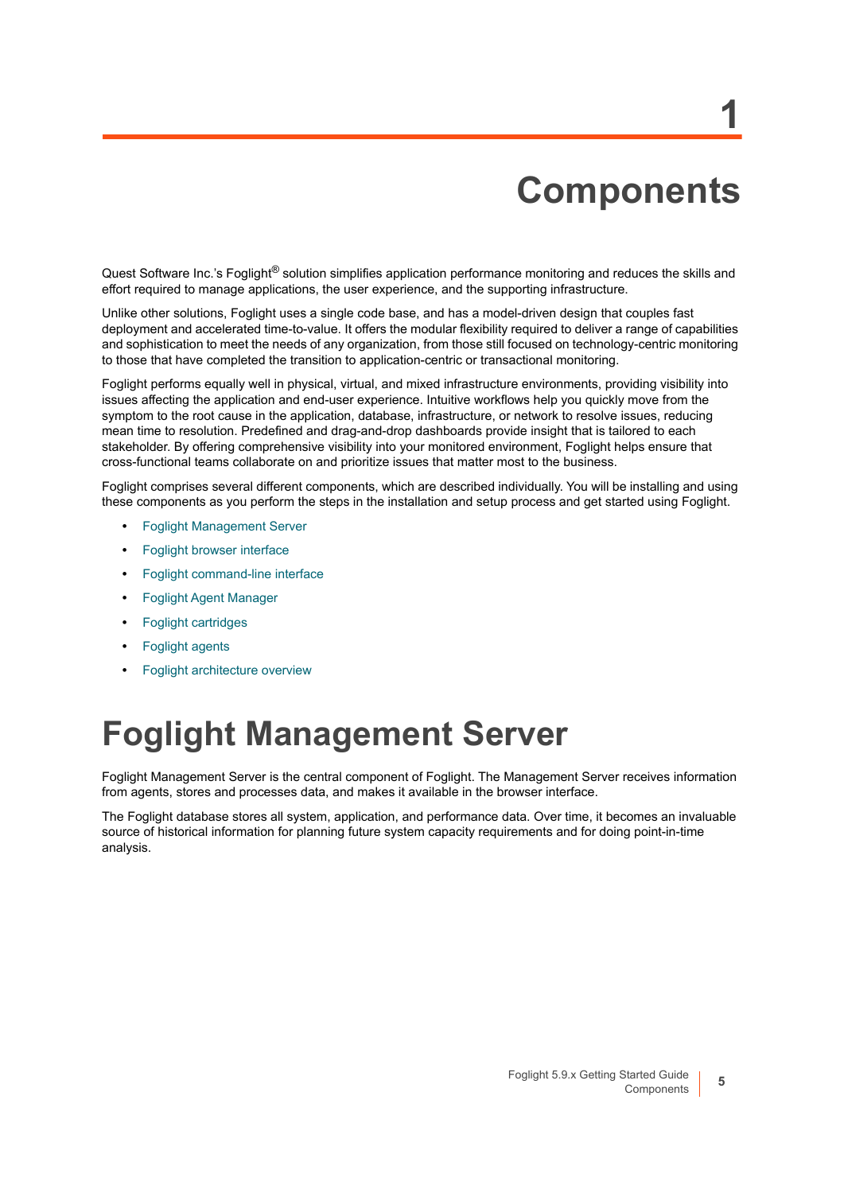# 1 Components

Quest Software Inc.'s Foglight® solution simplifies application performance monitoring and reduces the skills and effort required to manage applications, the user experience, and the supporting infrastructure.

Unlike other solutions, Foglight uses a single code base, and has a model-driven design that couples fast deployment and accelerated time-to-value. It offers the modular flexibility required to deliver a range of capabilities and sophistication to meet the needs of any organization, from those still focused on technology-centric monitoring to those that have completed the transition to application-centric or transactional monitoring.

Foglight performs equally well in physical, virtual, and mixed infrastructure environments, providing visibility into issues affecting the application and end-user experience. Intuitive workflows help you quickly move from the symptom to the root cause in the application, database, infrastructure, or network to resolve issues, reducing mean time to resolution. Predefined and drag-and-drop dashboards provide insight that is tailored to each stakeholder. By offering comprehensive visibility into your monitored environment, Foglight helps ensure that cross-functional teams collaborate on and prioritize issues that matter most to the business.

Foglight comprises several different components, which are described individually. You will be installing and using these components as you perform the steps in the installation and setup process and get started using Foglight.

- Foglight Management Server
- Foglight browser interface
- Foglight command-line interface
- Foglight Agent Manager
- Foglight cartridges
- Foglight agents
- Foglight architecture overview

## Foglight Management Server

Foglight Management Server is the central component of Foglight. The Management Server receives information from agents, stores and processes data, and makes it available in the browser interface.

The Foglight database stores all system, application, and performance data. Over time, it becomes an invaluable source of historical information for planning future system capacity requirements and for doing point-in-time analysis.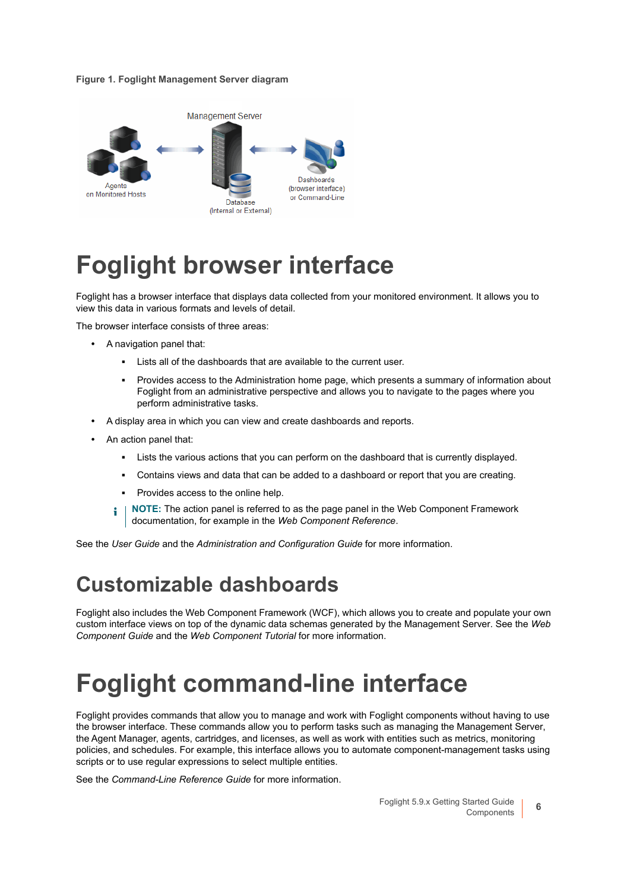**Figure 1. Foglight Management Server diagram**

# Foglight browser interface

Foglight has a browser interface that displays data collected from your monitored environment. It allows you to view this data in various formats and levels of detail.

The browser interface consists of three areas:

- A navigation panel that:
  - Lists all of the dashboards that are available to the current user.
  - Provides access to the Administration home page, which presents a summary of information about Foglight from an administrative perspective and allows you to navigate to the pages where you perform administrative tasks.
- A display area in which you can view and create dashboards and reports.
- An action panel that:
  - Lists the various actions that you can perform on the dashboard that is currently displayed.
  - Contains views and data that can be added to a dashboard or report that you are creating.
  - Provides access to the online help.

> **NOTE:** The action panel is referred to as the page panel in the Web Component Framework documentation, for example in the *Web Component Reference*.

See the *User Guide* and the *Administration and Configuration Guide* for more information.

## Customizable dashboards

Foglight also includes the Web Component Framework (WCF), which allows you to create and populate your own custom interface views on top of the dynamic data schemas generated by the Management Server. See the *Web Component Guide* and the *Web Component Tutorial* for more information.

# Foglight command-line interface

Foglight provides commands that allow you to manage and work with Foglight components without having to use the browser interface. These commands allow you to perform tasks such as managing the Management Server, the Agent Manager, agents, cartridges, and licenses, as well as work with entities such as metrics, monitoring policies, and schedules. For example, this interface allows you to automate component-management tasks using scripts or to use regular expressions to select multiple entities.

See the *Command-Line Reference Guide* for more information.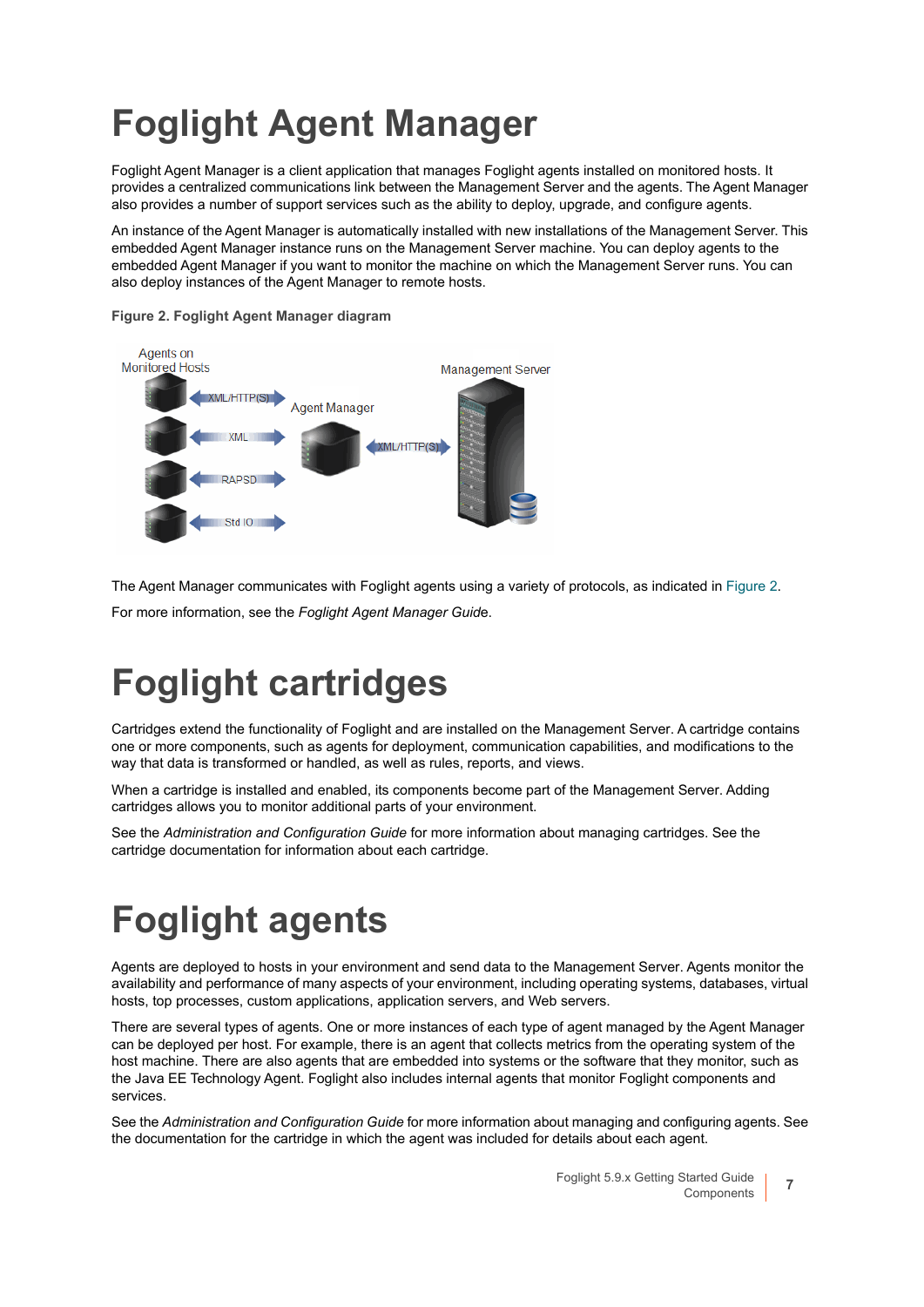# Foglight Agent Manager

Foglight Agent Manager is a client application that manages Foglight agents installed on monitored hosts. It provides a centralized communications link between the Management Server and the agents. The Agent Manager also provides a number of support services such as the ability to deploy, upgrade, and configure agents.

An instance of the Agent Manager is automatically installed with new installations of the Management Server. This embedded Agent Manager instance runs on the Management Server machine. You can deploy agents to the embedded Agent Manager if you want to monitor the machine on which the Management Server runs. You can also deploy instances of the Agent Manager to remote hosts.

**Figure 2. Foglight Agent Manager diagram**

The Agent Manager communicates with Foglight agents using a variety of protocols, as indicated in Figure 2.

For more information, see the *Foglight Agent Manager Guid*e.

# Foglight cartridges

Cartridges extend the functionality of Foglight and are installed on the Management Server. A cartridge contains one or more components, such as agents for deployment, communication capabilities, and modifications to the way that data is transformed or handled, as well as rules, reports, and views.

When a cartridge is installed and enabled, its components become part of the Management Server. Adding cartridges allows you to monitor additional parts of your environment.

See the *Administration and Configuration Guide* for more information about managing cartridges. See the cartridge documentation for information about each cartridge.

# Foglight agents

Agents are deployed to hosts in your environment and send data to the Management Server. Agents monitor the availability and performance of many aspects of your environment, including operating systems, databases, virtual hosts, top processes, custom applications, application servers, and Web servers.

There are several types of agents. One or more instances of each type of agent managed by the Agent Manager can be deployed per host. For example, there is an agent that collects metrics from the operating system of the host machine. There are also agents that are embedded into systems or the software that they monitor, such as the Java EE Technology Agent. Foglight also includes internal agents that monitor Foglight components and services.

See the *Administration and Configuration Guide* for more information about managing and configuring agents. See the documentation for the cartridge in which the agent was included for details about each agent.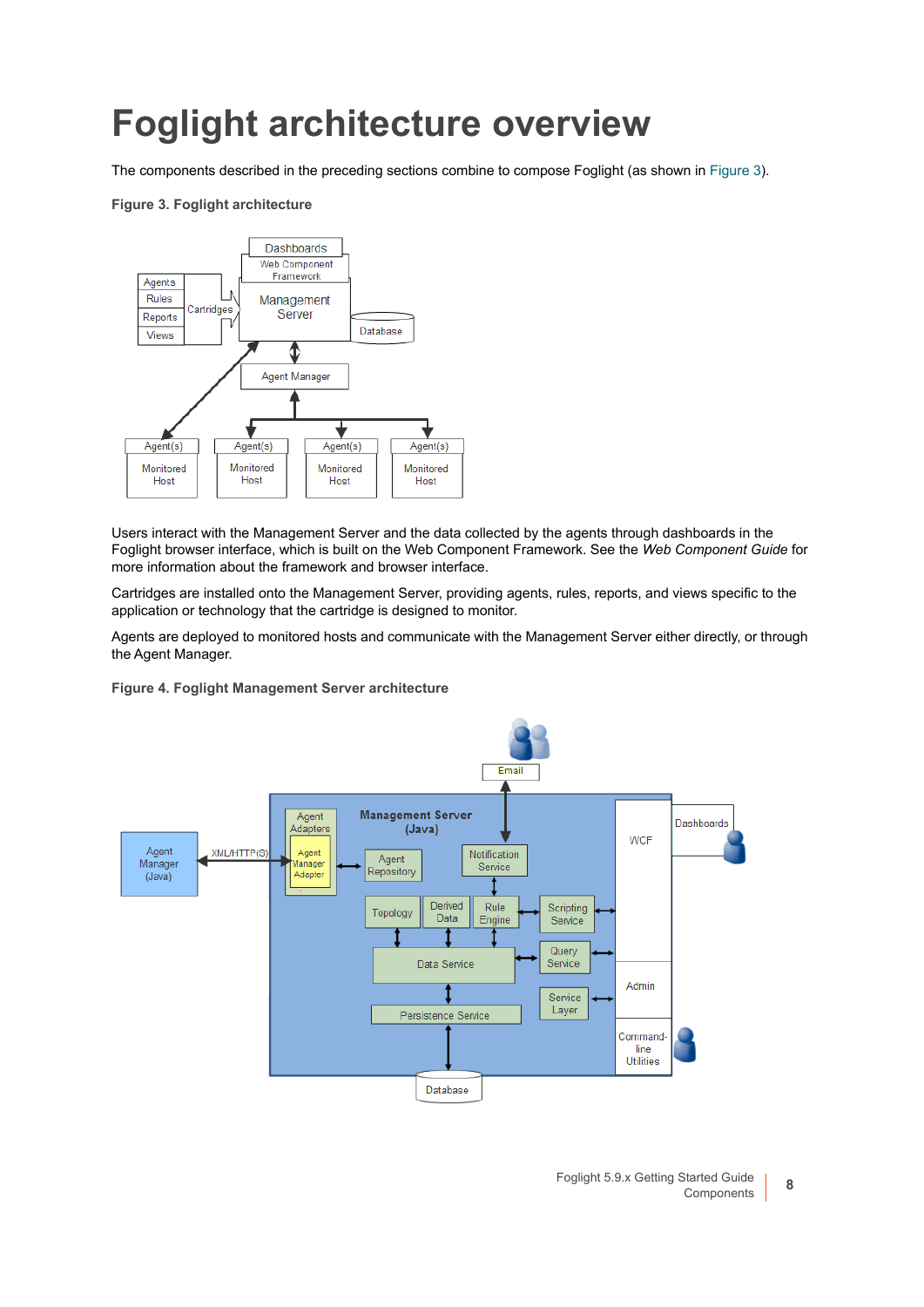# Foglight architecture overview

The components described in the preceding sections combine to compose Foglight (as shown in Figure 3).

**Figure 3. Foglight architecture**

Users interact with the Management Server and the data collected by the agents through dashboards in the Foglight browser interface, which is built on the Web Component Framework. See the *Web Component Guide* for more information about the framework and browser interface.

Cartridges are installed onto the Management Server, providing agents, rules, reports, and views specific to the application or technology that the cartridge is designed to monitor.

Agents are deployed to monitored hosts and communicate with the Management Server either directly, or through the Agent Manager.

**Figure 4. Foglight Management Server architecture**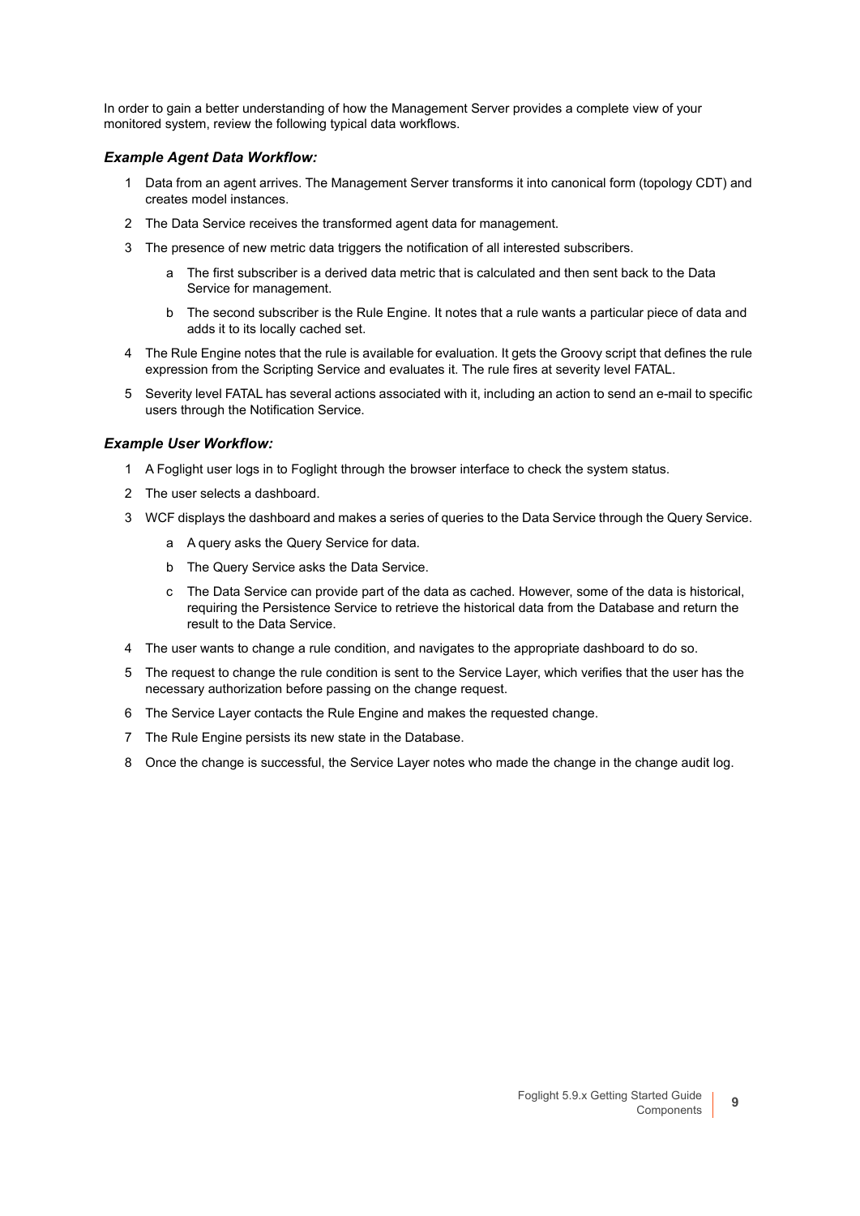In order to gain a better understanding of how the Management Server provides a complete view of your monitored system, review the following typical data workflows.

### *Example Agent Data Workflow:*

1. Data from an agent arrives. The Management Server transforms it into canonical form (topology CDT) and creates model instances.
2. The Data Service receives the transformed agent data for management.
3. The presence of new metric data triggers the notification of all interested subscribers.
   a. The first subscriber is a derived data metric that is calculated and then sent back to the Data Service for management.
   b. The second subscriber is the Rule Engine. It notes that a rule wants a particular piece of data and adds it to its locally cached set.
4. The Rule Engine notes that the rule is available for evaluation. It gets the Groovy script that defines the rule expression from the Scripting Service and evaluates it. The rule fires at severity level FATAL.
5. Severity level FATAL has several actions associated with it, including an action to send an e-mail to specific users through the Notification Service.

### *Example User Workflow:*

1. A Foglight user logs in to Foglight through the browser interface to check the system status.
2. The user selects a dashboard.
3. WCF displays the dashboard and makes a series of queries to the Data Service through the Query Service.
   a. A query asks the Query Service for data.
   b. The Query Service asks the Data Service.
   c. The Data Service can provide part of the data as cached. However, some of the data is historical, requiring the Persistence Service to retrieve the historical data from the Database and return the result to the Data Service.
4. The user wants to change a rule condition, and navigates to the appropriate dashboard to do so.
5. The request to change the rule condition is sent to the Service Layer, which verifies that the user has the necessary authorization before passing on the change request.
6. The Service Layer contacts the Rule Engine and makes the requested change.
7. The Rule Engine persists its new state in the Database.
8. Once the change is successful, the Service Layer notes who made the change in the change audit log.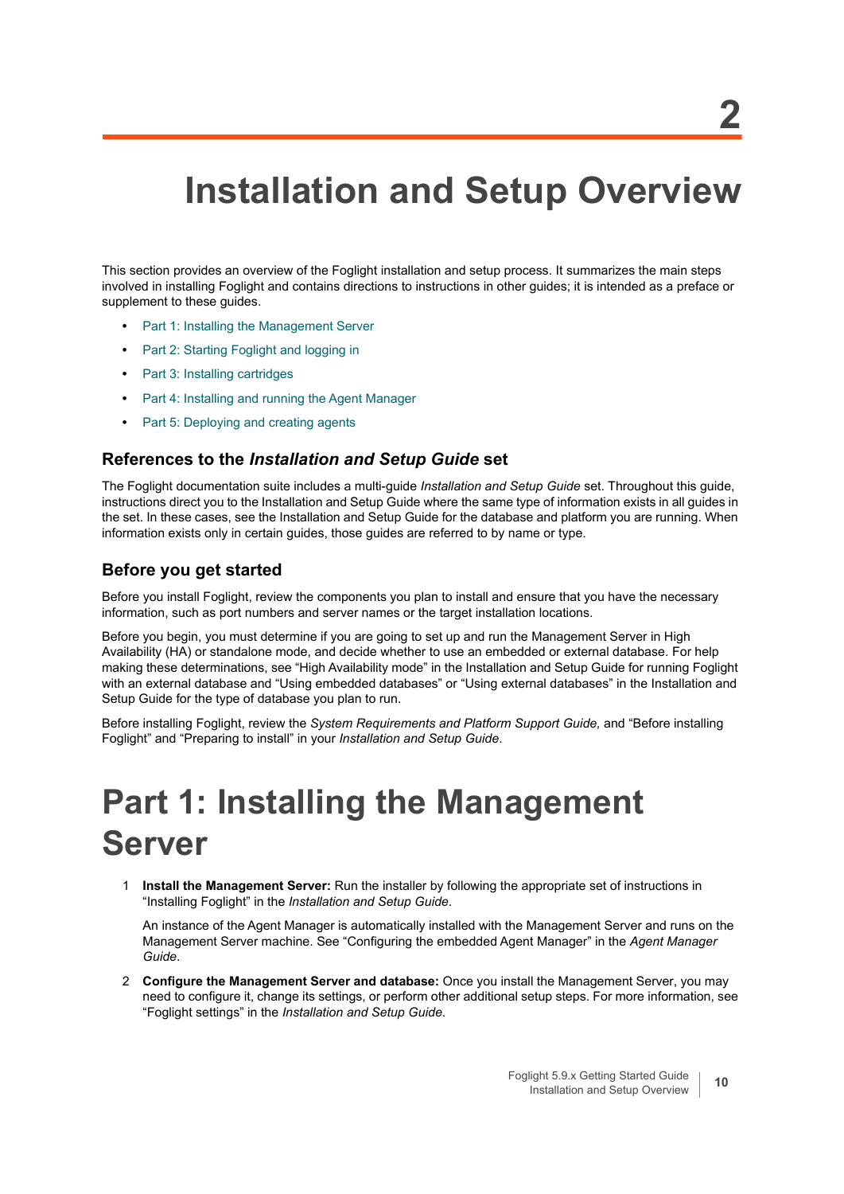# 2

# Installation and Setup Overview

This section provides an overview of the Foglight installation and setup process. It summarizes the main steps involved in installing Foglight and contains directions to instructions in other guides; it is intended as a preface or supplement to these guides.

- Part 1: Installing the Management Server
- Part 2: Starting Foglight and logging in
- Part 3: Installing cartridges
- Part 4: Installing and running the Agent Manager
- Part 5: Deploying and creating agents

## References to the *Installation and Setup Guide* set

The Foglight documentation suite includes a multi-guide *Installation and Setup Guide* set. Throughout this guide, instructions direct you to the Installation and Setup Guide where the same type of information exists in all guides in the set. In these cases, see the Installation and Setup Guide for the database and platform you are running. When information exists only in certain guides, those guides are referred to by name or type.

## Before you get started

Before you install Foglight, review the components you plan to install and ensure that you have the necessary information, such as port numbers and server names or the target installation locations.

Before you begin, you must determine if you are going to set up and run the Management Server in High Availability (HA) or standalone mode, and decide whether to use an embedded or external database. For help making these determinations, see “High Availability mode” in the Installation and Setup Guide for running Foglight with an external database and “Using embedded databases” or “Using external databases” in the Installation and Setup Guide for the type of database you plan to run.

Before installing Foglight, review the *System Requirements and Platform Support Guide,* and “Before installing Foglight” and “Preparing to install” in your *Installation and Setup Guide*.

# Part 1: Installing the Management Server

1. **Install the Management Server:** Run the installer by following the appropriate set of instructions in “Installing Foglight” in the *Installation and Setup Guide*.

   An instance of the Agent Manager is automatically installed with the Management Server and runs on the Management Server machine. See “Configuring the embedded Agent Manager” in the *Agent Manager Guide*.

2. **Configure the Management Server and database:** Once you install the Management Server, you may need to configure it, change its settings, or perform other additional setup steps. For more information, see “Foglight settings” in the *Installation and Setup Guide*.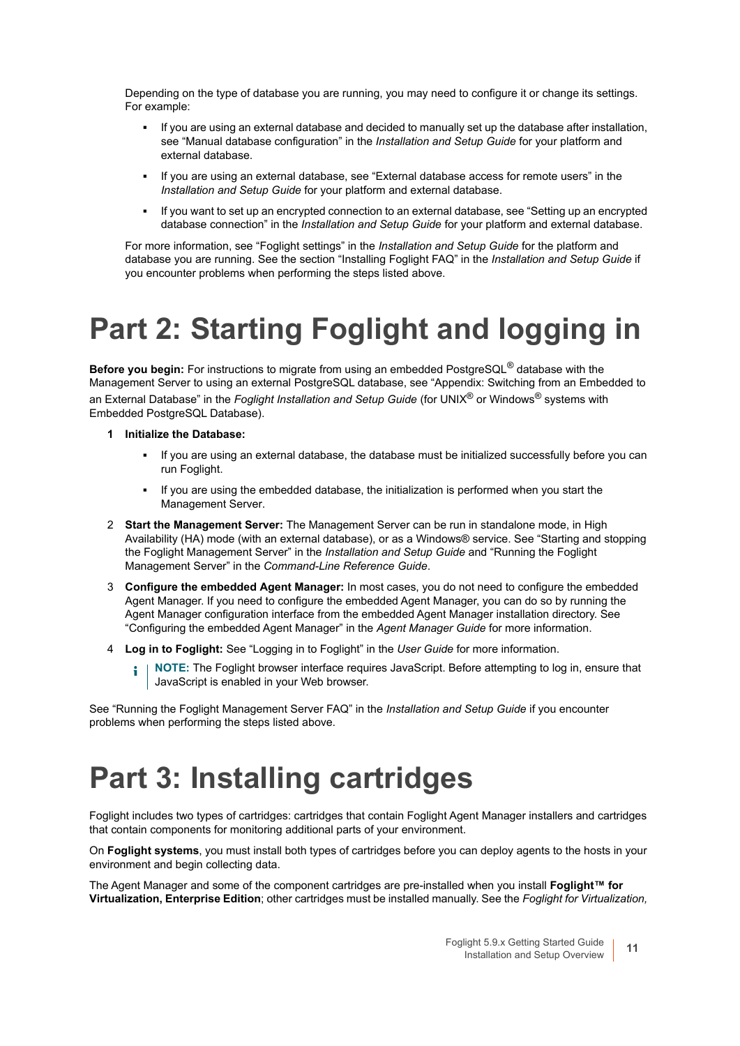Depending on the type of database you are running, you may need to configure it or change its settings. For example:

- If you are using an external database and decided to manually set up the database after installation, see “Manual database configuration” in the *Installation and Setup Guide* for your platform and external database.
- If you are using an external database, see “External database access for remote users” in the *Installation and Setup Guide* for your platform and external database.
- If you want to set up an encrypted connection to an external database, see “Setting up an encrypted database connection” in the *Installation and Setup Guide* for your platform and external database.

For more information, see “Foglight settings” in the *Installation and Setup Guide* for the platform and database you are running. See the section “Installing Foglight FAQ” in the *Installation and Setup Guide* if you encounter problems when performing the steps listed above.

# Part 2: Starting Foglight and logging in

**Before you begin:** For instructions to migrate from using an embedded PostgreSQL® database with the Management Server to using an external PostgreSQL database, see “Appendix: Switching from an Embedded to an External Database” in the *Foglight Installation and Setup Guide* (for UNIX® or Windows® systems with Embedded PostgreSQL Database).

1. **Initialize the Database:**
   - If you are using an external database, the database must be initialized successfully before you can run Foglight.
   - If you are using the embedded database, the initialization is performed when you start the Management Server.
2. **Start the Management Server:** The Management Server can be run in standalone mode, in High Availability (HA) mode (with an external database), or as a Windows® service. See “Starting and stopping the Foglight Management Server” in the *Installation and Setup Guide* and “Running the Foglight Management Server” in the *Command-Line Reference Guide*.
3. **Configure the embedded Agent Manager:** In most cases, you do not need to configure the embedded Agent Manager. If you need to configure the embedded Agent Manager, you can do so by running the Agent Manager configuration interface from the embedded Agent Manager installation directory. See “Configuring the embedded Agent Manager” in the *Agent Manager Guide* for more information.
4. **Log in to Foglight:** See “Logging in to Foglight” in the *User Guide* for more information.

   **NOTE:** The Foglight browser interface requires JavaScript. Before attempting to log in, ensure that JavaScript is enabled in your Web browser.

See “Running the Foglight Management Server FAQ” in the *Installation and Setup Guide* if you encounter problems when performing the steps listed above.

# Part 3: Installing cartridges

Foglight includes two types of cartridges: cartridges that contain Foglight Agent Manager installers and cartridges that contain components for monitoring additional parts of your environment.

On **Foglight systems**, you must install both types of cartridges before you can deploy agents to the hosts in your environment and begin collecting data.

The Agent Manager and some of the component cartridges are pre-installed when you install **Foglight™ for Virtualization, Enterprise Edition**; other cartridges must be installed manually. See the *Foglight for Virtualization,*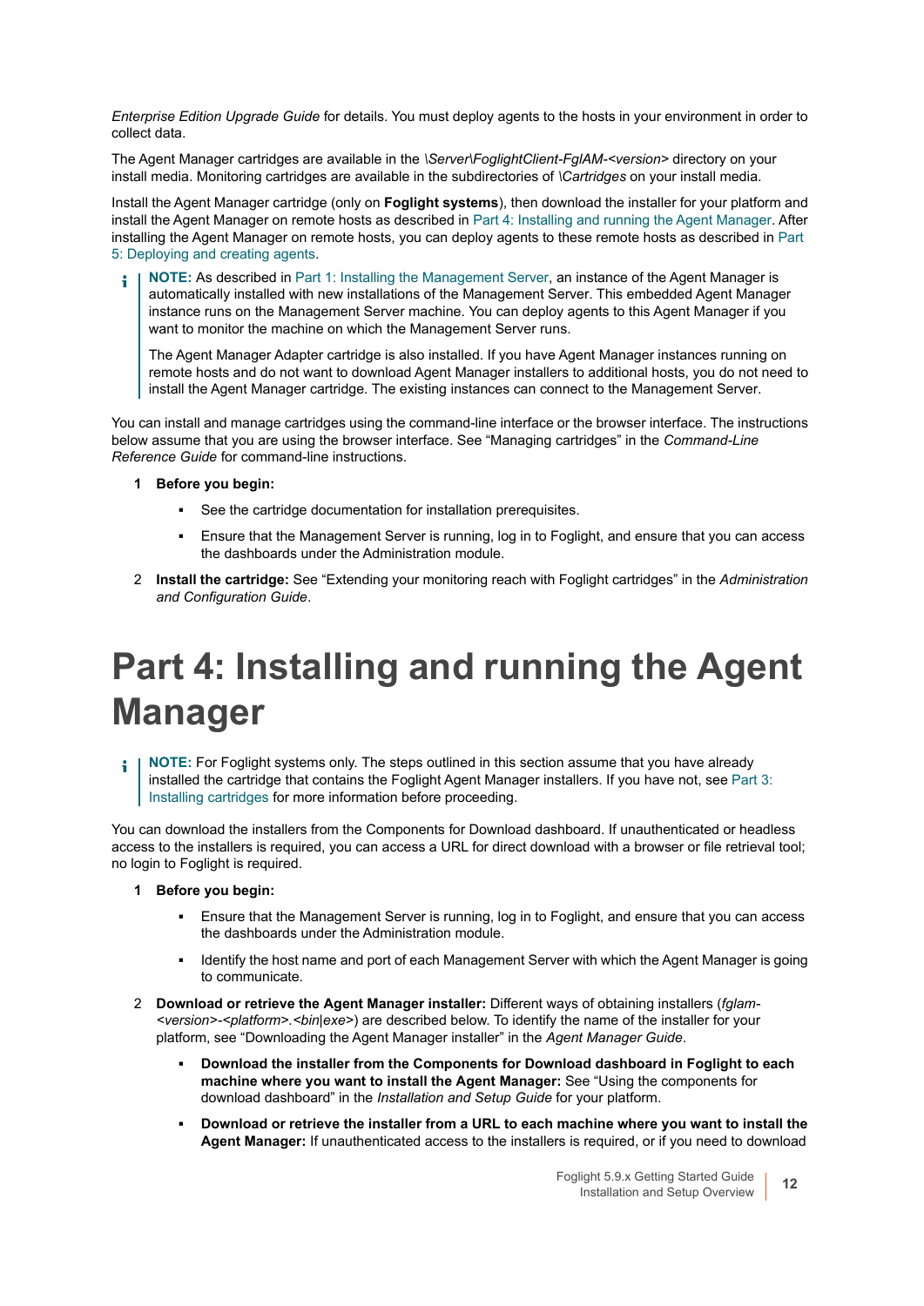*Enterprise Edition Upgrade Guide* for details. You must deploy agents to the hosts in your environment in order to collect data.

The Agent Manager cartridges are available in the *\Server\FoglightClient-FglAM-<version>* directory on your install media. Monitoring cartridges are available in the subdirectories of *\Cartridges* on your install media.

Install the Agent Manager cartridge (only on **Foglight systems**), then download the installer for your platform and install the Agent Manager on remote hosts as described in Part 4: Installing and running the Agent Manager. After installing the Agent Manager on remote hosts, you can deploy agents to these remote hosts as described in Part 5: Deploying and creating agents.

> **NOTE:** As described in Part 1: Installing the Management Server, an instance of the Agent Manager is automatically installed with new installations of the Management Server. This embedded Agent Manager instance runs on the Management Server machine. You can deploy agents to this Agent Manager if you want to monitor the machine on which the Management Server runs.
>
> The Agent Manager Adapter cartridge is also installed. If you have Agent Manager instances running on remote hosts and do not want to download Agent Manager installers to additional hosts, you do not need to install the Agent Manager cartridge. The existing instances can connect to the Management Server.

You can install and manage cartridges using the command-line interface or the browser interface. The instructions below assume that you are using the browser interface. See "Managing cartridges" in the *Command-Line Reference Guide* for command-line instructions.

1. **Before you begin:**
   - See the cartridge documentation for installation prerequisites.
   - Ensure that the Management Server is running, log in to Foglight, and ensure that you can access the dashboards under the Administration module.
2. **Install the cartridge:** See "Extending your monitoring reach with Foglight cartridges" in the *Administration and Configuration Guide*.

# Part 4: Installing and running the Agent Manager

> **NOTE:** For Foglight systems only. The steps outlined in this section assume that you have already installed the cartridge that contains the Foglight Agent Manager installers. If you have not, see Part 3: Installing cartridges for more information before proceeding.

You can download the installers from the Components for Download dashboard. If unauthenticated or headless access to the installers is required, you can access a URL for direct download with a browser or file retrieval tool; no login to Foglight is required.

1. **Before you begin:**
   - Ensure that the Management Server is running, log in to Foglight, and ensure that you can access the dashboards under the Administration module.
   - Identify the host name and port of each Management Server with which the Agent Manager is going to communicate.
2. **Download or retrieve the Agent Manager installer:** Different ways of obtaining installers (*fglam-<version>-<platform>.<bin|exe>*) are described below. To identify the name of the installer for your platform, see "Downloading the Agent Manager installer" in the *Agent Manager Guide*.
   - **Download the installer from the Components for Download dashboard in Foglight to each machine where you want to install the Agent Manager:** See "Using the components for download dashboard" in the *Installation and Setup Guide* for your platform.
   - **Download or retrieve the installer from a URL to each machine where you want to install the Agent Manager:** If unauthenticated access to the installers is required, or if you need to download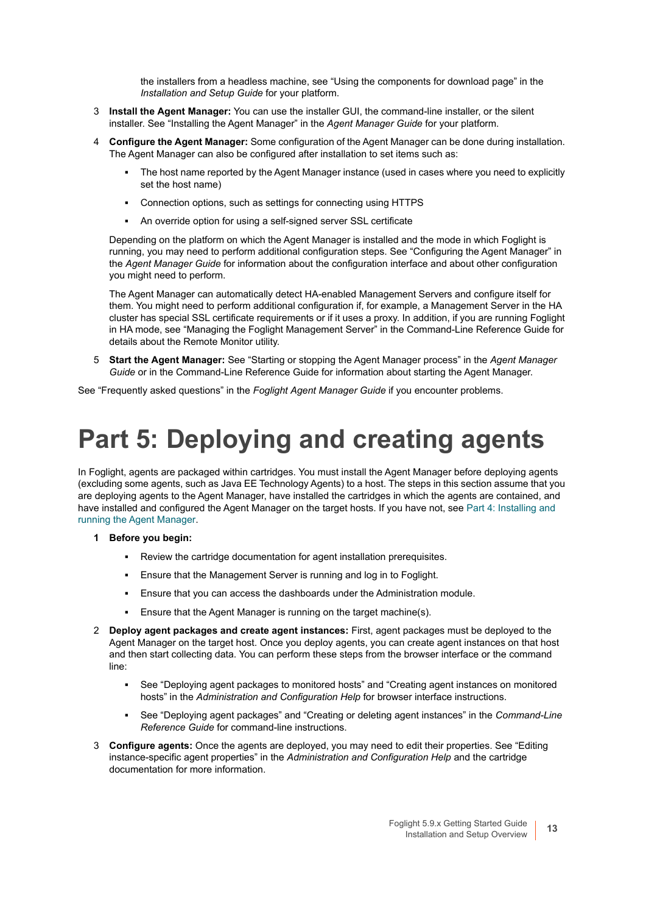the installers from a headless machine, see “Using the components for download page” in the *Installation and Setup Guide* for your platform.

3 **Install the Agent Manager:** You can use the installer GUI, the command-line installer, or the silent installer. See “Installing the Agent Manager” in the *Agent Manager Guide* for your platform.

4 **Configure the Agent Manager:** Some configuration of the Agent Manager can be done during installation. The Agent Manager can also be configured after installation to set items such as:

   - The host name reported by the Agent Manager instance (used in cases where you need to explicitly set the host name)
   - Connection options, such as settings for connecting using HTTPS
   - An override option for using a self-signed server SSL certificate

   Depending on the platform on which the Agent Manager is installed and the mode in which Foglight is running, you may need to perform additional configuration steps. See “Configuring the Agent Manager” in the *Agent Manager Guide* for information about the configuration interface and about other configuration you might need to perform.

   The Agent Manager can automatically detect HA-enabled Management Servers and configure itself for them. You might need to perform additional configuration if, for example, a Management Server in the HA cluster has special SSL certificate requirements or if it uses a proxy. In addition, if you are running Foglight in HA mode, see “Managing the Foglight Management Server” in the Command-Line Reference Guide for details about the Remote Monitor utility.

5 **Start the Agent Manager:** See “Starting or stopping the Agent Manager process” in the *Agent Manager Guide* or in the Command-Line Reference Guide for information about starting the Agent Manager.

See “Frequently asked questions” in the *Foglight Agent Manager Guide* if you encounter problems.

# Part 5: Deploying and creating agents

In Foglight, agents are packaged within cartridges. You must install the Agent Manager before deploying agents (excluding some agents, such as Java EE Technology Agents) to a host. The steps in this section assume that you are deploying agents to the Agent Manager, have installed the cartridges in which the agents are contained, and have installed and configured the Agent Manager on the target hosts. If you have not, see Part 4: Installing and running the Agent Manager.

1 **Before you begin:**

   - Review the cartridge documentation for agent installation prerequisites.
   - Ensure that the Management Server is running and log in to Foglight.
   - Ensure that you can access the dashboards under the Administration module.
   - Ensure that the Agent Manager is running on the target machine(s).

2 **Deploy agent packages and create agent instances:** First, agent packages must be deployed to the Agent Manager on the target host. Once you deploy agents, you can create agent instances on that host and then start collecting data. You can perform these steps from the browser interface or the command line:

   - See “Deploying agent packages to monitored hosts” and “Creating agent instances on monitored hosts” in the *Administration and Configuration Help* for browser interface instructions.
   - See “Deploying agent packages” and “Creating or deleting agent instances” in the *Command-Line Reference Guide* for command-line instructions.

3 **Configure agents:** Once the agents are deployed, you may need to edit their properties. See “Editing instance-specific agent properties” in the *Administration and Configuration Help* and the cartridge documentation for more information.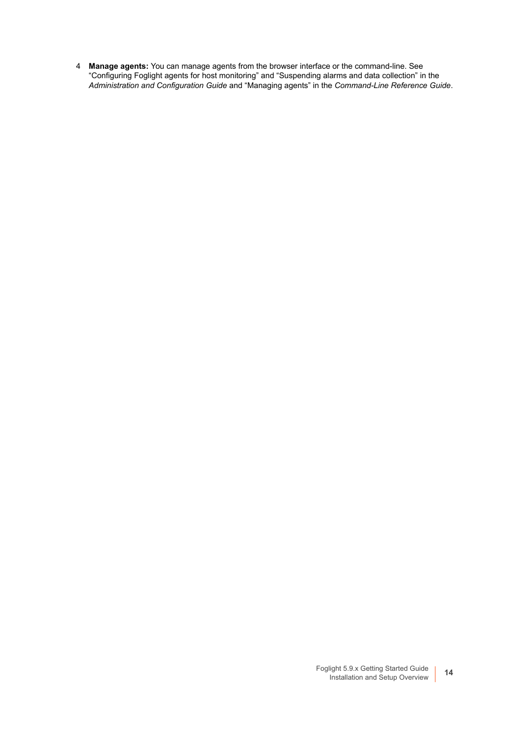4. **Manage agents:** You can manage agents from the browser interface or the command-line. See "Configuring Foglight agents for host monitoring" and "Suspending alarms and data collection" in the *Administration and Configuration Guide* and "Managing agents" in the *Command-Line Reference Guide*.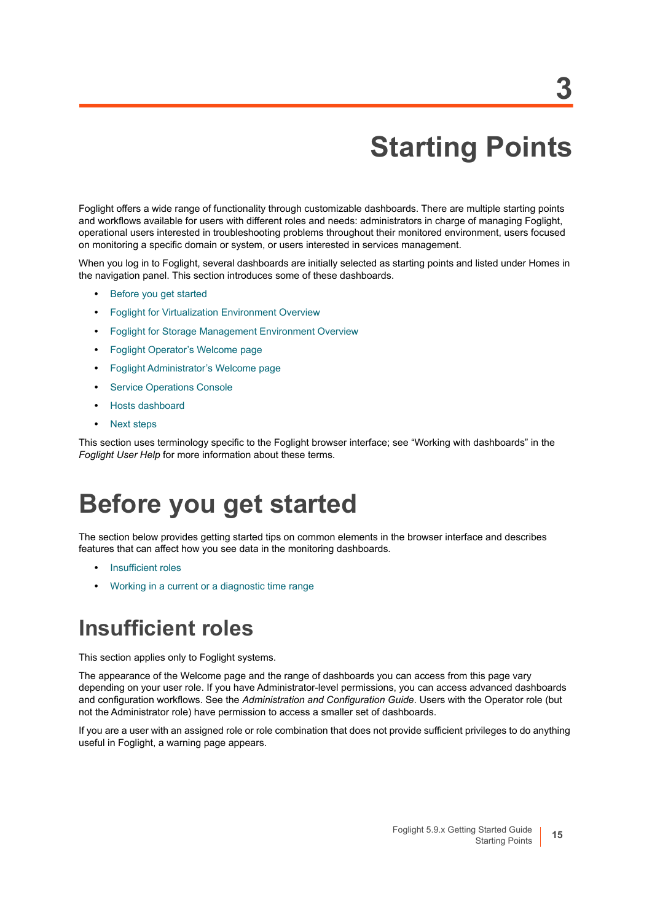# 3

# Starting Points

Foglight offers a wide range of functionality through customizable dashboards. There are multiple starting points and workflows available for users with different roles and needs: administrators in charge of managing Foglight, operational users interested in troubleshooting problems throughout their monitored environment, users focused on monitoring a specific domain or system, or users interested in services management.

When you log in to Foglight, several dashboards are initially selected as starting points and listed under Homes in the navigation panel. This section introduces some of these dashboards.

- Before you get started
- Foglight for Virtualization Environment Overview
- Foglight for Storage Management Environment Overview
- Foglight Operator’s Welcome page
- Foglight Administrator’s Welcome page
- Service Operations Console
- Hosts dashboard
- Next steps

This section uses terminology specific to the Foglight browser interface; see “Working with dashboards” in the *Foglight User Help* for more information about these terms.

# Before you get started

The section below provides getting started tips on common elements in the browser interface and describes features that can affect how you see data in the monitoring dashboards.

- Insufficient roles
- Working in a current or a diagnostic time range

## Insufficient roles

This section applies only to Foglight systems.

The appearance of the Welcome page and the range of dashboards you can access from this page vary depending on your user role. If you have Administrator-level permissions, you can access advanced dashboards and configuration workflows. See the *Administration and Configuration Guide*. Users with the Operator role (but not the Administrator role) have permission to access a smaller set of dashboards.

If you are a user with an assigned role or role combination that does not provide sufficient privileges to do anything useful in Foglight, a warning page appears.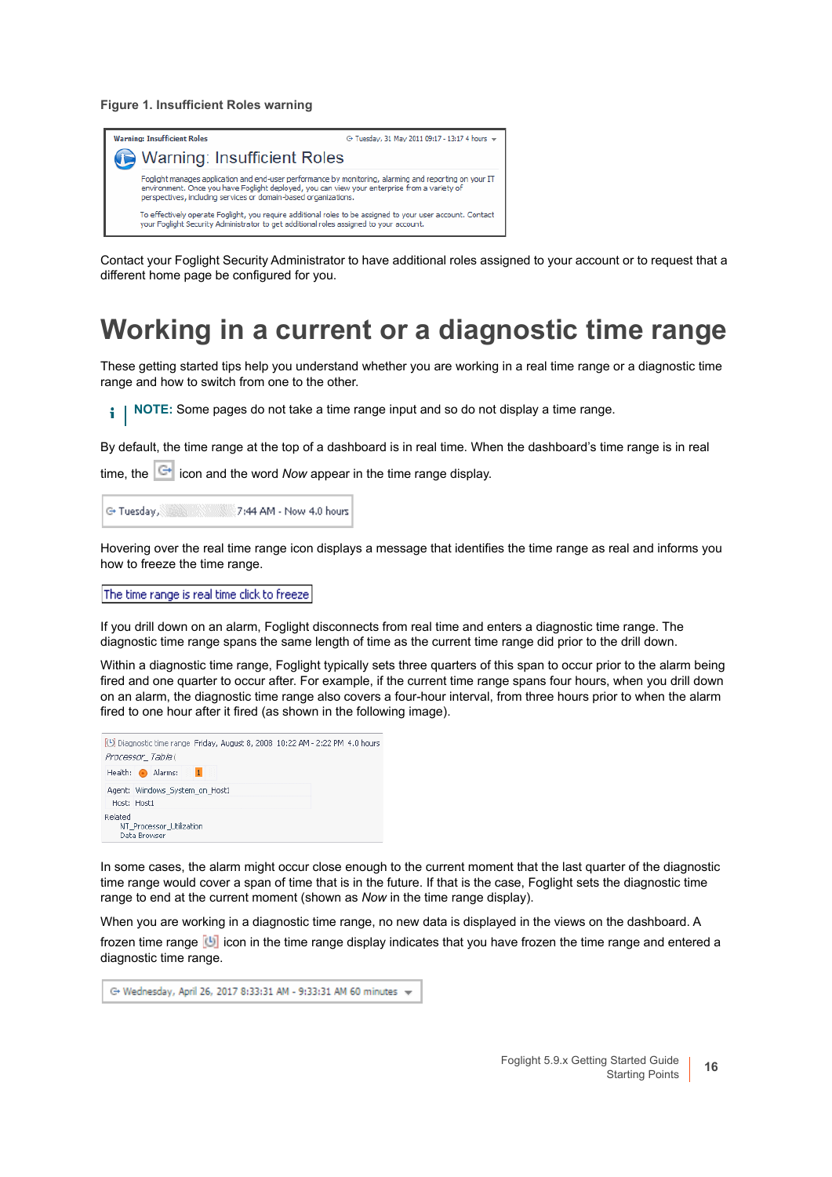**Figure 1. Insufficient Roles warning**

Contact your Foglight Security Administrator to have additional roles assigned to your account or to request that a different home page be configured for you.

# Working in a current or a diagnostic time range

These getting started tips help you understand whether you are working in a real time range or a diagnostic time range and how to switch from one to the other.

**NOTE:** Some pages do not take a time range input and so do not display a time range.

By default, the time range at the top of a dashboard is in real time. When the dashboard's time range is in real time, the icon and the word *Now* appear in the time range display.

Hovering over the real time range icon displays a message that identifies the time range as real and informs you how to freeze the time range.

If you drill down on an alarm, Foglight disconnects from real time and enters a diagnostic time range. The diagnostic time range spans the same length of time as the current time range did prior to the drill down.

Within a diagnostic time range, Foglight typically sets three quarters of this span to occur prior to the alarm being fired and one quarter to occur after. For example, if the current time range spans four hours, when you drill down on an alarm, the diagnostic time range also covers a four-hour interval, from three hours prior to when the alarm fired to one hour after it fired (as shown in the following image).

In some cases, the alarm might occur close enough to the current moment that the last quarter of the diagnostic time range would cover a span of time that is in the future. If that is the case, Foglight sets the diagnostic time range to end at the current moment (shown as *Now* in the time range display).

When you are working in a diagnostic time range, no new data is displayed in the views on the dashboard. A frozen time range icon in the time range display indicates that you have frozen the time range and entered a diagnostic time range.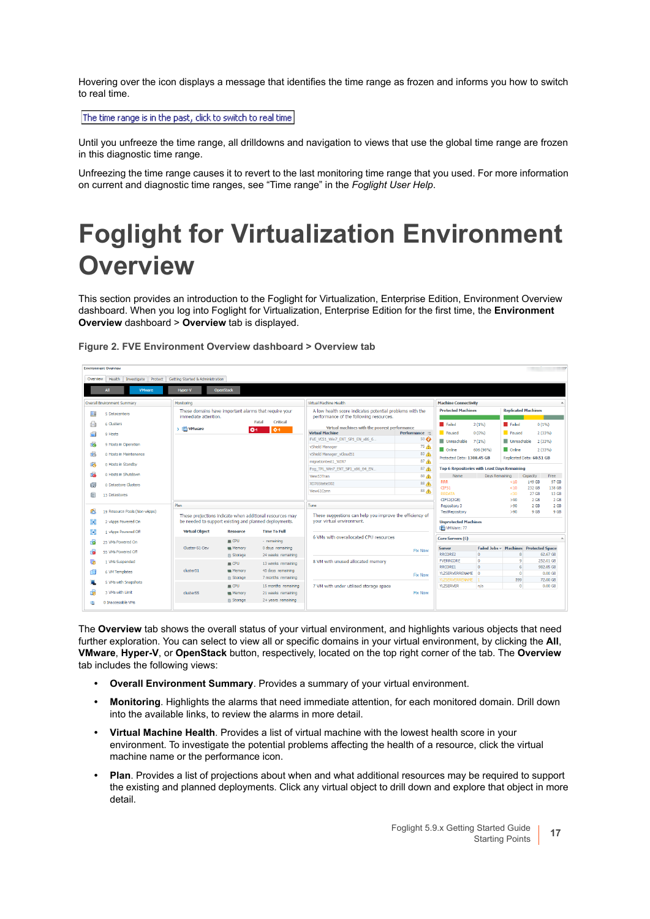Hovering over the icon displays a message that identifies the time range as frozen and informs you how to switch to real time.

The time range is in the past, click to switch to real time

Until you unfreeze the time range, all drilldowns and navigation to views that use the global time range are frozen in this diagnostic time range.

Unfreezing the time range causes it to revert to the last monitoring time range that you used. For more information on current and diagnostic time ranges, see “Time range” in the *Foglight User Help*.

# Foglight for Virtualization Environment Overview

This section provides an introduction to the Foglight for Virtualization, Enterprise Edition, Environment Overview dashboard. When you log into Foglight for Virtualization, Enterprise Edition for the first time, the **Environment Overview** dashboard > **Overview** tab is displayed.

**Figure 2. FVE Environment Overview dashboard > Overview tab**

The **Overview** tab shows the overall status of your virtual environment, and highlights various objects that need further exploration. You can select to view all or specific domains in your virtual environment, by clicking the **All**, **VMware**, **Hyper-V**, or **OpenStack** button, respectively, located on the top right corner of the tab. The **Overview** tab includes the following views:

- **Overall Environment Summary**. Provides a summary of your virtual environment.
- **Monitoring**. Highlights the alarms that need immediate attention, for each monitored domain. Drill down into the available links, to review the alarms in more detail.
- **Virtual Machine Health**. Provides a list of virtual machine with the lowest health score in your environment. To investigate the potential problems affecting the health of a resource, click the virtual machine name or the performance icon.
- **Plan**. Provides a list of projections about when and what additional resources may be required to support the existing and planned deployments. Click any virtual object to drill down and explore that object in more detail.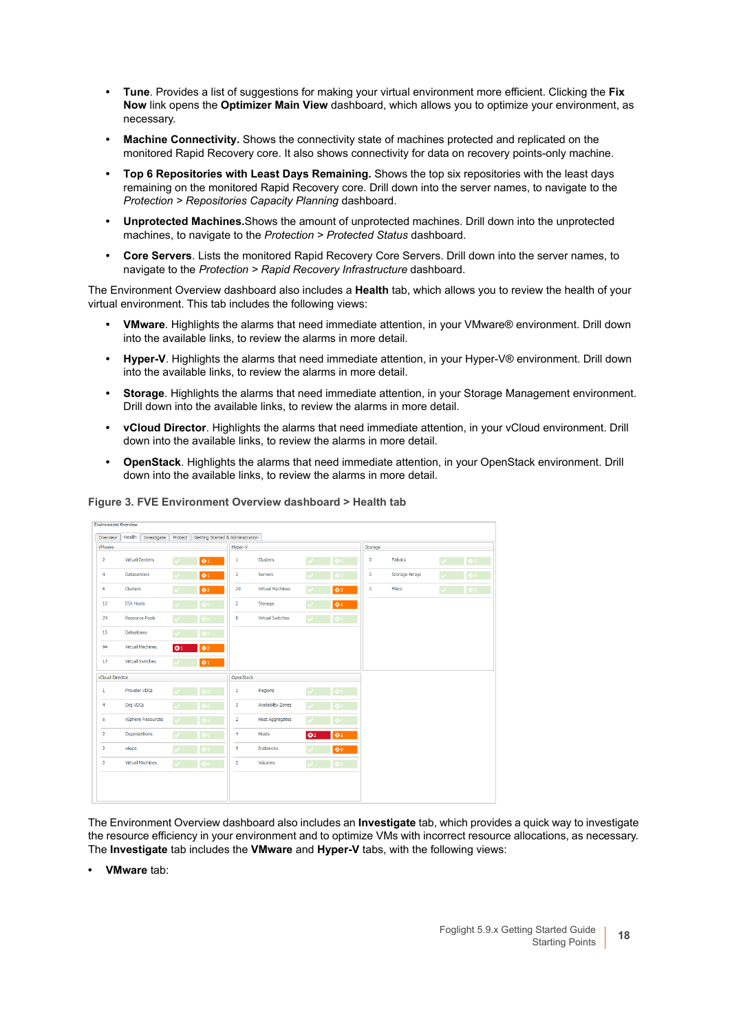- **Tune**. Provides a list of suggestions for making your virtual environment more efficient. Clicking the **Fix Now** link opens the **Optimizer Main View** dashboard, which allows you to optimize your environment, as necessary.
- **Machine Connectivity.** Shows the connectivity state of machines protected and replicated on the monitored Rapid Recovery core. It also shows connectivity for data on recovery points-only machine.
- **Top 6 Repositories with Least Days Remaining.** Shows the top six repositories with the least days remaining on the monitored Rapid Recovery core. Drill down into the server names, to navigate to the *Protection* > *Repositories Capacity Planning* dashboard.
- **Unprotected Machines.**Shows the amount of unprotected machines. Drill down into the unprotected machines, to navigate to the *Protection* > *Protected Status* dashboard.
- **Core Servers**. Lists the monitored Rapid Recovery Core Servers. Drill down into the server names, to navigate to the *Protection* > *Rapid Recovery Infrastructure* dashboard.

The Environment Overview dashboard also includes a **Health** tab, which allows you to review the health of your virtual environment. This tab includes the following views:

- **VMware**. Highlights the alarms that need immediate attention, in your VMware® environment. Drill down into the available links, to review the alarms in more detail.
- **Hyper-V**. Highlights the alarms that need immediate attention, in your Hyper-V® environment. Drill down into the available links, to review the alarms in more detail.
- **Storage**. Highlights the alarms that need immediate attention, in your Storage Management environment. Drill down into the available links, to review the alarms in more detail.
- **vCloud Director**. Highlights the alarms that need immediate attention, in your vCloud environment. Drill down into the available links, to review the alarms in more detail.
- **OpenStack**. Highlights the alarms that need immediate attention, in your OpenStack environment. Drill down into the available links, to review the alarms in more detail.

**Figure 3. FVE Environment Overview dashboard > Health tab**

The Environment Overview dashboard also includes an **Investigate** tab, which provides a quick way to investigate the resource efficiency in your environment and to optimize VMs with incorrect resource allocations, as necessary. The **Investigate** tab includes the **VMware** and **Hyper-V** tabs, with the following views:

- **VMware** tab: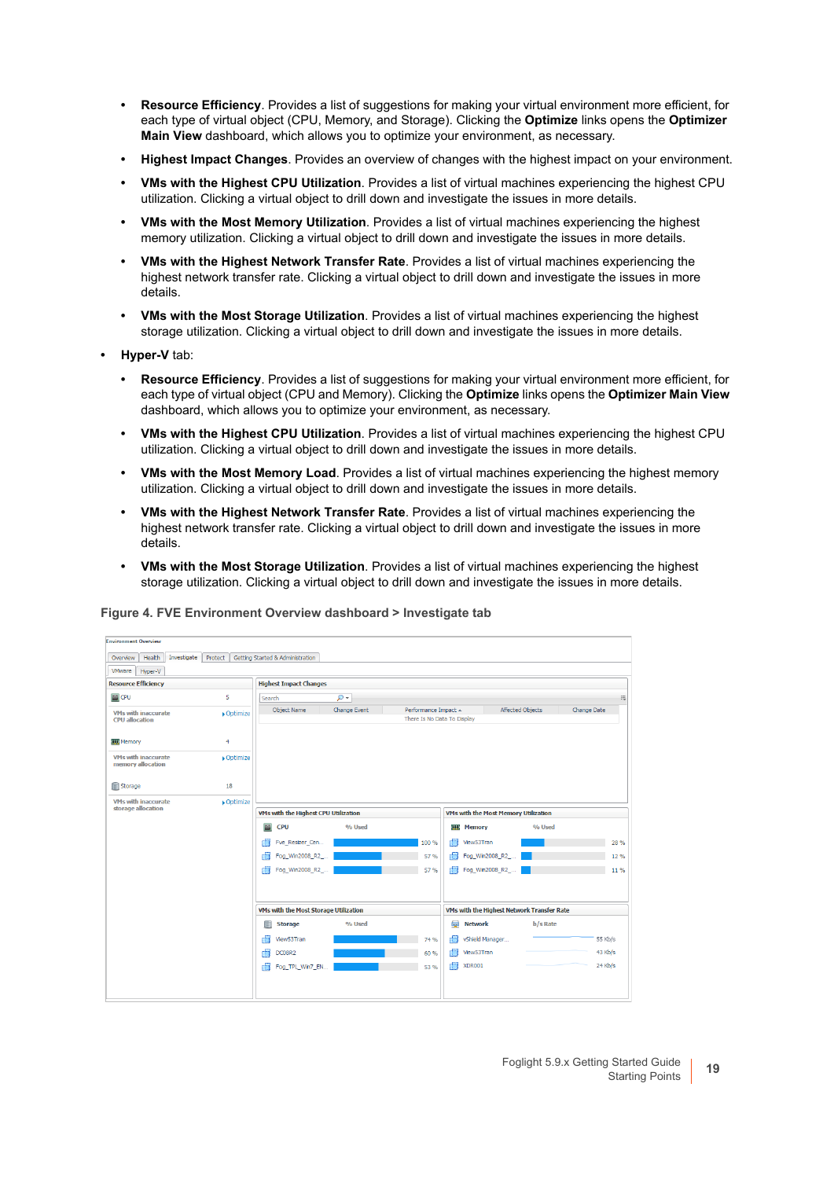- **Resource Efficiency**. Provides a list of suggestions for making your virtual environment more efficient, for each type of virtual object (CPU, Memory, and Storage). Clicking the **Optimize** links opens the **Optimizer Main View** dashboard, which allows you to optimize your environment, as necessary.
- **Highest Impact Changes**. Provides an overview of changes with the highest impact on your environment.
- **VMs with the Highest CPU Utilization**. Provides a list of virtual machines experiencing the highest CPU utilization. Clicking a virtual object to drill down and investigate the issues in more details.
- **VMs with the Most Memory Utilization**. Provides a list of virtual machines experiencing the highest memory utilization. Clicking a virtual object to drill down and investigate the issues in more details.
- **VMs with the Highest Network Transfer Rate**. Provides a list of virtual machines experiencing the highest network transfer rate. Clicking a virtual object to drill down and investigate the issues in more details.
- **VMs with the Most Storage Utilization**. Provides a list of virtual machines experiencing the highest storage utilization. Clicking a virtual object to drill down and investigate the issues in more details.

- **Hyper-V** tab:
  - **Resource Efficiency**. Provides a list of suggestions for making your virtual environment more efficient, for each type of virtual object (CPU and Memory). Clicking the **Optimize** links opens the **Optimizer Main View** dashboard, which allows you to optimize your environment, as necessary.
  - **VMs with the Highest CPU Utilization**. Provides a list of virtual machines experiencing the highest CPU utilization. Clicking a virtual object to drill down and investigate the issues in more details.
  - **VMs with the Most Memory Load**. Provides a list of virtual machines experiencing the highest memory utilization. Clicking a virtual object to drill down and investigate the issues in more details.
  - **VMs with the Highest Network Transfer Rate**. Provides a list of virtual machines experiencing the highest network transfer rate. Clicking a virtual object to drill down and investigate the issues in more details.
  - **VMs with the Most Storage Utilization**. Provides a list of virtual machines experiencing the highest storage utilization. Clicking a virtual object to drill down and investigate the issues in more details.

**Figure 4. FVE Environment Overview dashboard > Investigate tab**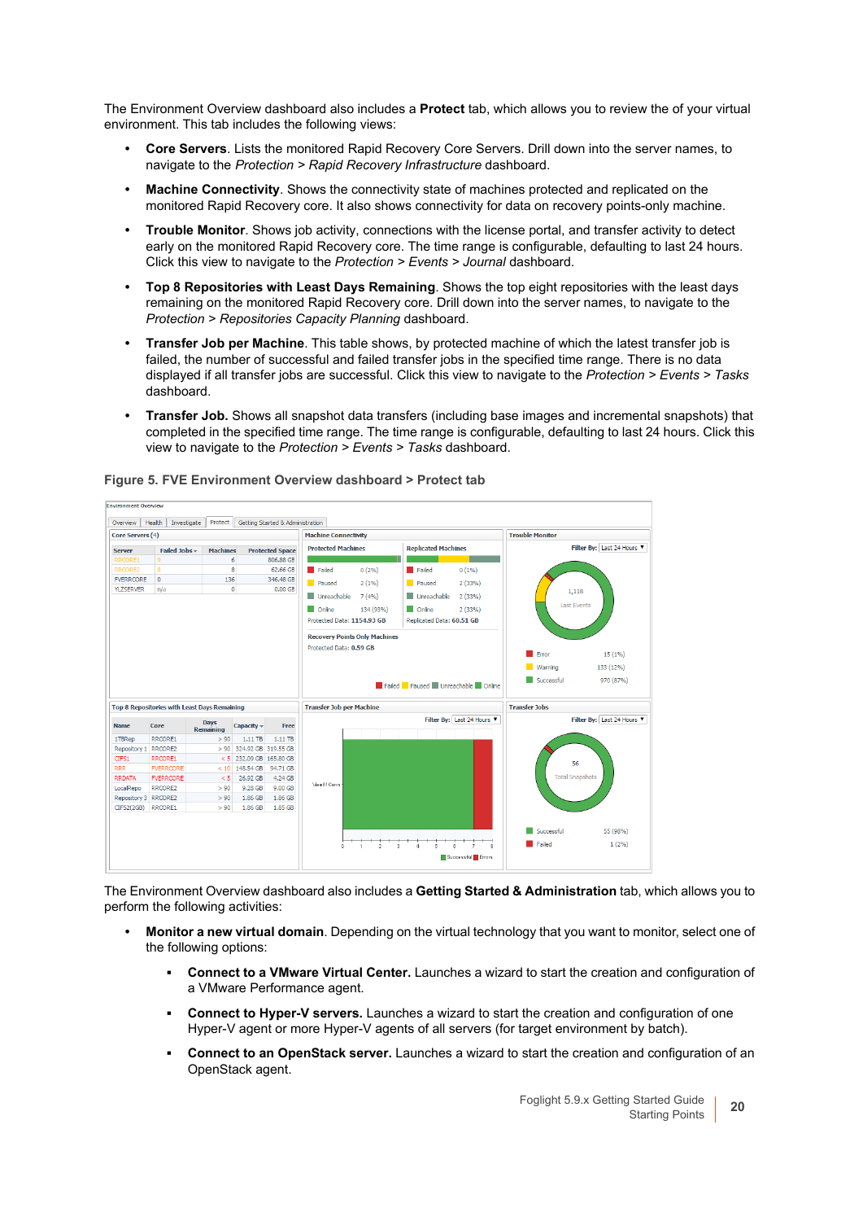The Environment Overview dashboard also includes a **Protect** tab, which allows you to review the of your virtual environment. This tab includes the following views:

- **Core Servers**. Lists the monitored Rapid Recovery Core Servers. Drill down into the server names, to navigate to the *Protection* > *Rapid Recovery Infrastructure* dashboard.
- **Machine Connectivity**. Shows the connectivity state of machines protected and replicated on the monitored Rapid Recovery core. It also shows connectivity for data on recovery points-only machine.
- **Trouble Monitor**. Shows job activity, connections with the license portal, and transfer activity to detect early on the monitored Rapid Recovery core. The time range is configurable, defaulting to last 24 hours. Click this view to navigate to the *Protection* > *Events* > *Journal* dashboard.
- **Top 8 Repositories with Least Days Remaining**. Shows the top eight repositories with the least days remaining on the monitored Rapid Recovery core. Drill down into the server names, to navigate to the *Protection* > *Repositories Capacity Planning* dashboard.
- **Transfer Job per Machine**. This table shows, by protected machine of which the latest transfer job is failed, the number of successful and failed transfer jobs in the specified time range. There is no data displayed if all transfer jobs are successful. Click this view to navigate to the *Protection* > *Events* > *Tasks* dashboard.
- **Transfer Job.** Shows all snapshot data transfers (including base images and incremental snapshots) that completed in the specified time range. The time range is configurable, defaulting to last 24 hours. Click this view to navigate to the *Protection* > *Events* > *Tasks* dashboard.

**Figure 5. FVE Environment Overview dashboard > Protect tab**

The Environment Overview dashboard also includes a **Getting Started & Administration** tab, which allows you to perform the following activities:

- **Monitor a new virtual domain**. Depending on the virtual technology that you want to monitor, select one of the following options:
  - **Connect to a VMware Virtual Center.** Launches a wizard to start the creation and configuration of a VMware Performance agent.
  - **Connect to Hyper-V servers.** Launches a wizard to start the creation and configuration of one Hyper-V agent or more Hyper-V agents of all servers (for target environment by batch).
  - **Connect to an OpenStack server.** Launches a wizard to start the creation and configuration of an OpenStack agent.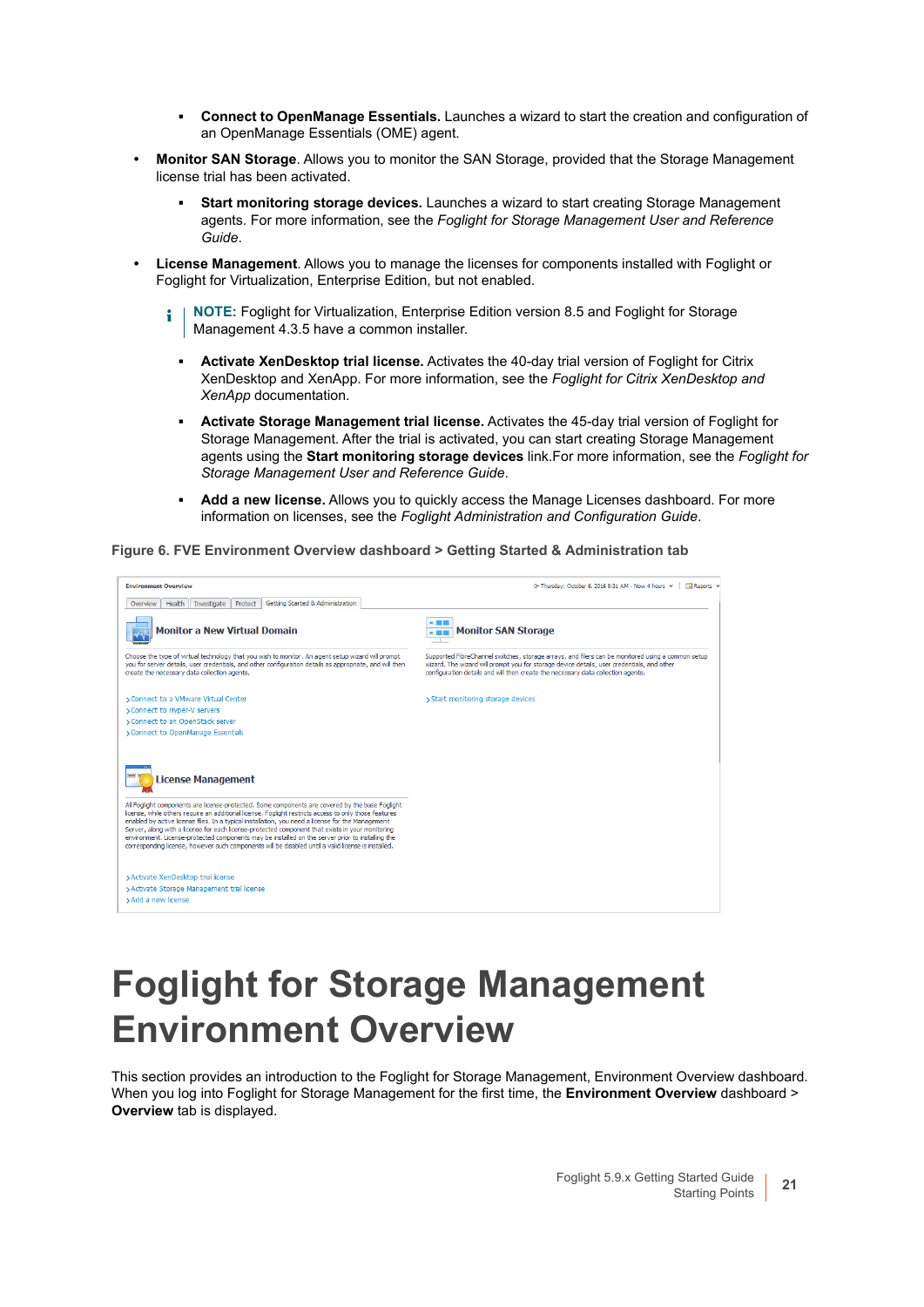- **Connect to OpenManage Essentials.** Launches a wizard to start the creation and configuration of an OpenManage Essentials (OME) agent.
- **Monitor SAN Storage**. Allows you to monitor the SAN Storage, provided that the Storage Management license trial has been activated.
    - **Start monitoring storage devices.** Launches a wizard to start creating Storage Management agents. For more information, see the *Foglight for Storage Management User and Reference Guide*.
- **License Management**. Allows you to manage the licenses for components installed with Foglight or Foglight for Virtualization, Enterprise Edition, but not enabled.

    **NOTE:** Foglight for Virtualization, Enterprise Edition version 8.5 and Foglight for Storage Management 4.3.5 have a common installer.

    - **Activate XenDesktop trial license.** Activates the 40-day trial version of Foglight for Citrix XenDesktop and XenApp. For more information, see the *Foglight for Citrix XenDesktop and XenApp* documentation.
    - **Activate Storage Management trial license.** Activates the 45-day trial version of Foglight for Storage Management. After the trial is activated, you can start creating Storage Management agents using the **Start monitoring storage devices** link.For more information, see the *Foglight for Storage Management User and Reference Guide*.
    - **Add a new license.** Allows you to quickly access the Manage Licenses dashboard. For more information on licenses, see the *Foglight Administration and Configuration Guide*.

**Figure 6. FVE Environment Overview dashboard > Getting Started & Administration tab**

# Foglight for Storage Management Environment Overview

This section provides an introduction to the Foglight for Storage Management, Environment Overview dashboard. When you log into Foglight for Storage Management for the first time, the **Environment Overview** dashboard > **Overview** tab is displayed.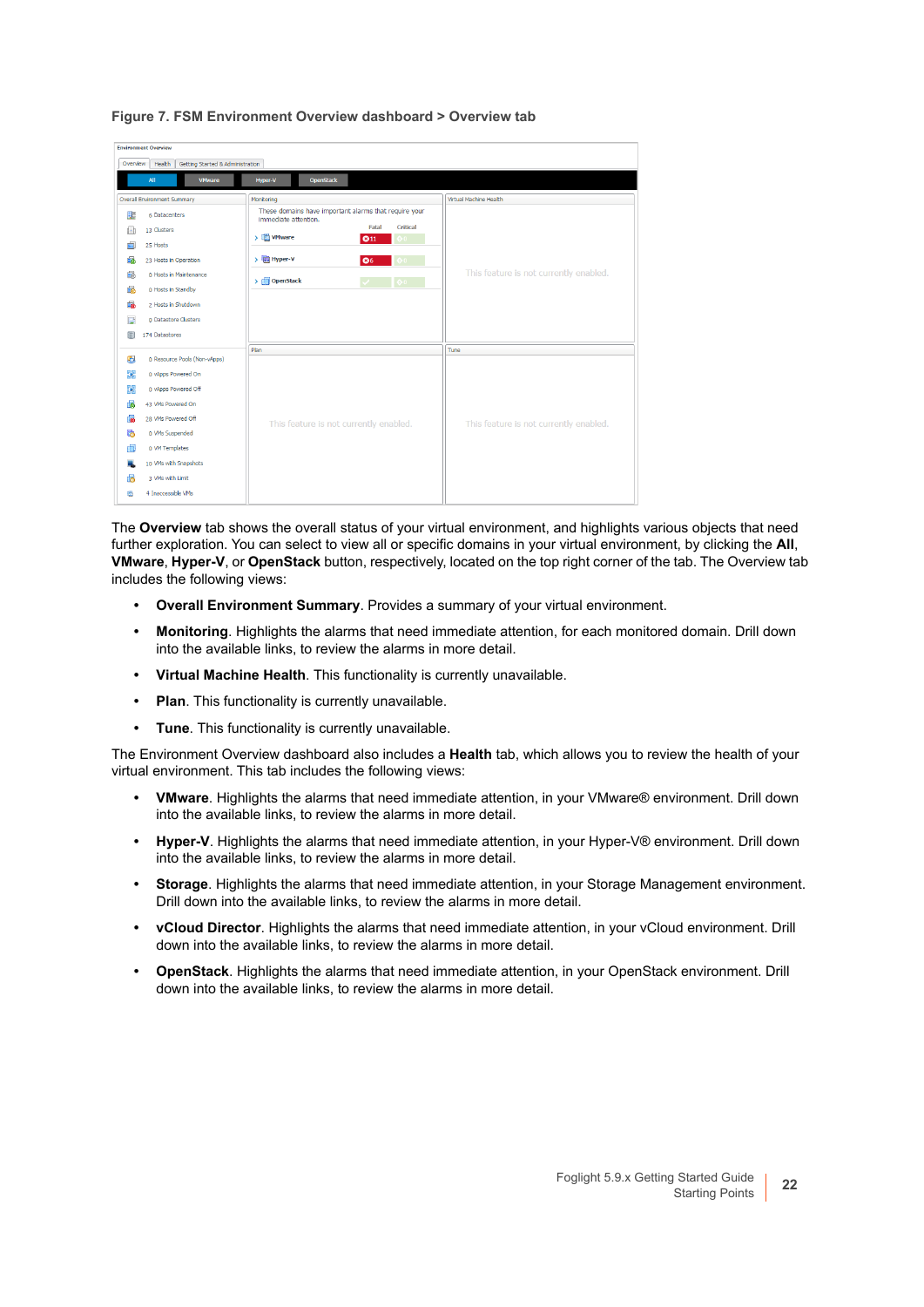**Figure 7. FSM Environment Overview dashboard > Overview tab**

The **Overview** tab shows the overall status of your virtual environment, and highlights various objects that need further exploration. You can select to view all or specific domains in your virtual environment, by clicking the **All**, **VMware**, **Hyper-V**, or **OpenStack** button, respectively, located on the top right corner of the tab. The Overview tab includes the following views:

- **Overall Environment Summary**. Provides a summary of your virtual environment.
- **Monitoring**. Highlights the alarms that need immediate attention, for each monitored domain. Drill down into the available links, to review the alarms in more detail.
- **Virtual Machine Health**. This functionality is currently unavailable.
- **Plan**. This functionality is currently unavailable.
- **Tune**. This functionality is currently unavailable.

The Environment Overview dashboard also includes a **Health** tab, which allows you to review the health of your virtual environment. This tab includes the following views:

- **VMware**. Highlights the alarms that need immediate attention, in your VMware® environment. Drill down into the available links, to review the alarms in more detail.
- **Hyper-V**. Highlights the alarms that need immediate attention, in your Hyper-V® environment. Drill down into the available links, to review the alarms in more detail.
- **Storage**. Highlights the alarms that need immediate attention, in your Storage Management environment. Drill down into the available links, to review the alarms in more detail.
- **vCloud Director**. Highlights the alarms that need immediate attention, in your vCloud environment. Drill down into the available links, to review the alarms in more detail.
- **OpenStack**. Highlights the alarms that need immediate attention, in your OpenStack environment. Drill down into the available links, to review the alarms in more detail.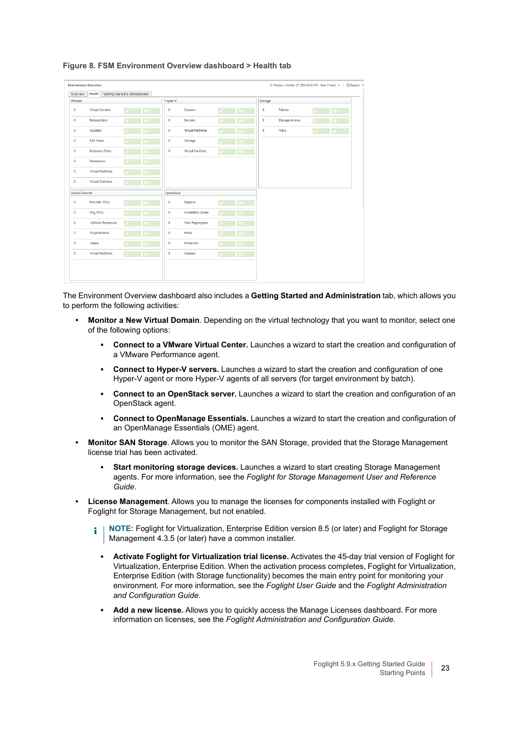**Figure 8. FSM Environment Overview dashboard > Health tab**

The Environment Overview dashboard also includes a **Getting Started and Administration** tab, which allows you to perform the following activities:

- **Monitor a New Virtual Domain**. Depending on the virtual technology that you want to monitor, select one of the following options:
  - **Connect to a VMware Virtual Center.** Launches a wizard to start the creation and configuration of a VMware Performance agent.
  - **Connect to Hyper-V servers.** Launches a wizard to start the creation and configuration of one Hyper-V agent or more Hyper-V agents of all servers (for target environment by batch).
  - **Connect to an OpenStack server.** Launches a wizard to start the creation and configuration of an OpenStack agent.
  - **Connect to OpenManage Essentials.** Launches a wizard to start the creation and configuration of an OpenManage Essentials (OME) agent.
- **Monitor SAN Storage**. Allows you to monitor the SAN Storage, provided that the Storage Management license trial has been activated.
  - **Start monitoring storage devices.** Launches a wizard to start creating Storage Management agents. For more information, see the *Foglight for Storage Management User and Reference Guide*.
- **License Management**. Allows you to manage the licenses for components installed with Foglight or Foglight for Storage Management, but not enabled.

  **NOTE:** Foglight for Virtualization, Enterprise Edition version 8.5 (or later) and Foglight for Storage Management 4.3.5 (or later) have a common installer.

  - **Activate Foglight for Virtualization trial license.** Activates the 45-day trial version of Foglight for Virtualization, Enterprise Edition. When the activation process completes, Foglight for Virtualization, Enterprise Edition (with Storage functionality) becomes the main entry point for monitoring your environment. For more information, see the *Foglight User Guide* and the *Foglight Administration and Configuration Guide*.
  - **Add a new license.** Allows you to quickly access the Manage Licenses dashboard. For more information on licenses, see the *Foglight Administration and Configuration Guide*.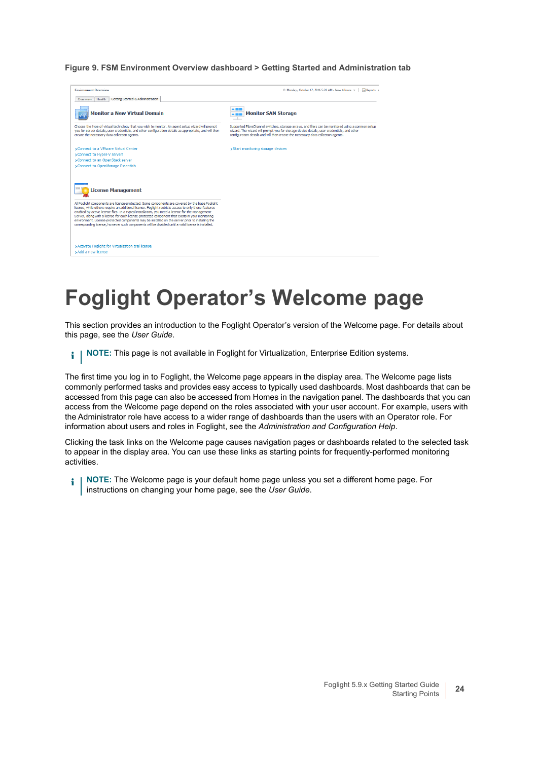**Figure 9. FSM Environment Overview dashboard > Getting Started and Administration tab**

# Foglight Operator’s Welcome page

This section provides an introduction to the Foglight Operator’s version of the Welcome page. For details about this page, see the *User Guide*.

> **NOTE:** This page is not available in Foglight for Virtualization, Enterprise Edition systems.

The first time you log in to Foglight, the Welcome page appears in the display area. The Welcome page lists commonly performed tasks and provides easy access to typically used dashboards. Most dashboards that can be accessed from this page can also be accessed from Homes in the navigation panel. The dashboards that you can access from the Welcome page depend on the roles associated with your user account. For example, users with the Administrator role have access to a wider range of dashboards than the users with an Operator role. For information about users and roles in Foglight, see the *Administration and Configuration Help*.

Clicking the task links on the Welcome page causes navigation pages or dashboards related to the selected task to appear in the display area. You can use these links as starting points for frequently-performed monitoring activities.

> **NOTE:** The Welcome page is your default home page unless you set a different home page. For instructions on changing your home page, see the *User Guide*.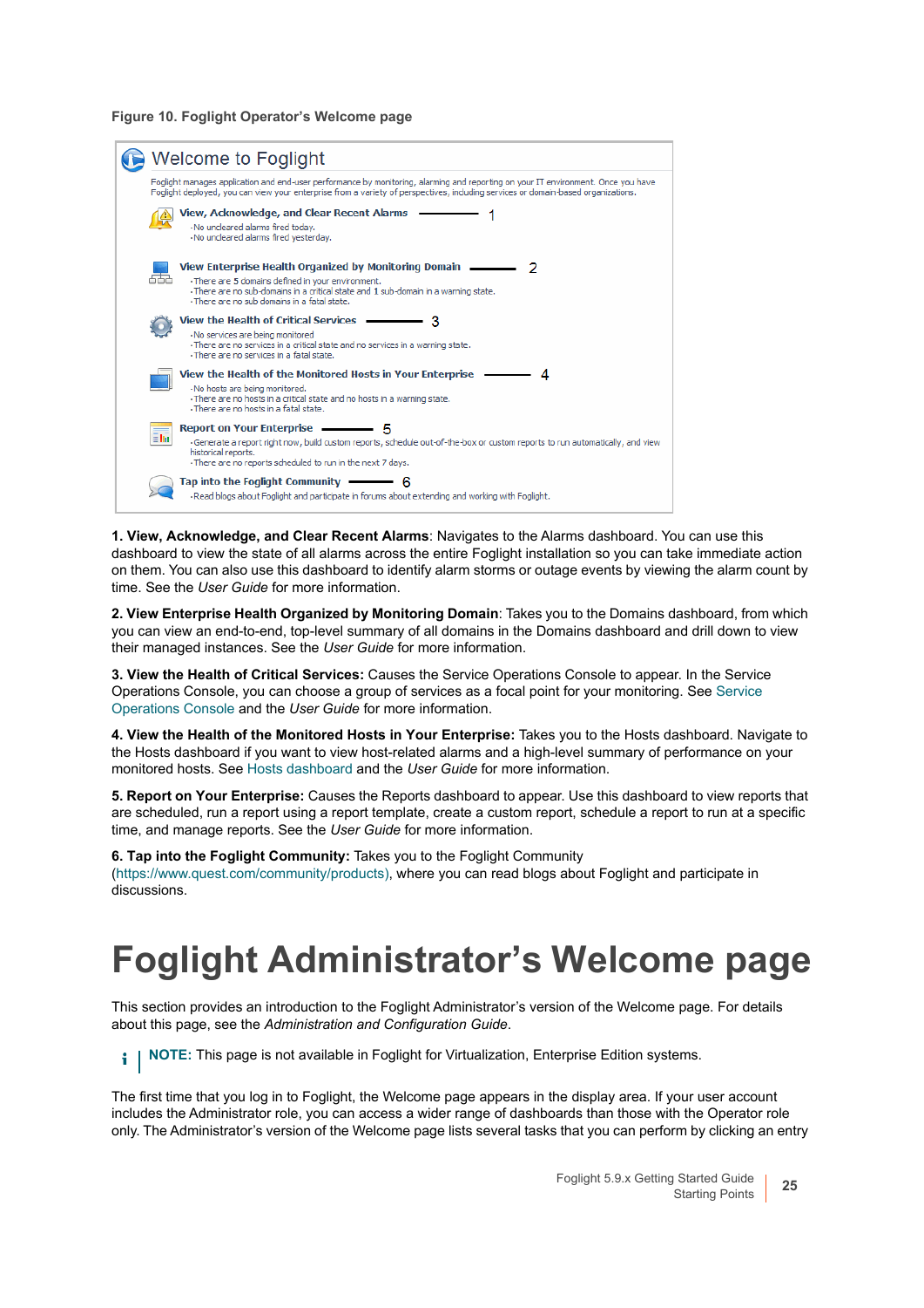Figure 10. Foglight Operator’s Welcome page

**1. View, Acknowledge, and Clear Recent Alarms**: Navigates to the Alarms dashboard. You can use this dashboard to view the state of all alarms across the entire Foglight installation so you can take immediate action on them. You can also use this dashboard to identify alarm storms or outage events by viewing the alarm count by time. See the *User Guide* for more information.

**2. View Enterprise Health Organized by Monitoring Domain**: Takes you to the Domains dashboard, from which you can view an end-to-end, top-level summary of all domains in the Domains dashboard and drill down to view their managed instances. See the *User Guide* for more information.

**3. View the Health of Critical Services:** Causes the Service Operations Console to appear. In the Service Operations Console, you can choose a group of services as a focal point for your monitoring. See Service Operations Console and the *User Guide* for more information.

**4. View the Health of the Monitored Hosts in Your Enterprise:** Takes you to the Hosts dashboard. Navigate to the Hosts dashboard if you want to view host-related alarms and a high-level summary of performance on your monitored hosts. See Hosts dashboard and the *User Guide* for more information.

**5. Report on Your Enterprise:** Causes the Reports dashboard to appear. Use this dashboard to view reports that are scheduled, run a report using a report template, create a custom report, schedule a report to run at a specific time, and manage reports. See the *User Guide* for more information.

**6. Tap into the Foglight Community:** Takes you to the Foglight Community (https://www.quest.com/community/products), where you can read blogs about Foglight and participate in discussions.

# Foglight Administrator’s Welcome page

This section provides an introduction to the Foglight Administrator’s version of the Welcome page. For details about this page, see the *Administration and Configuration Guide*.

> **NOTE:** This page is not available in Foglight for Virtualization, Enterprise Edition systems.

The first time that you log in to Foglight, the Welcome page appears in the display area. If your user account includes the Administrator role, you can access a wider range of dashboards than those with the Operator role only. The Administrator’s version of the Welcome page lists several tasks that you can perform by clicking an entry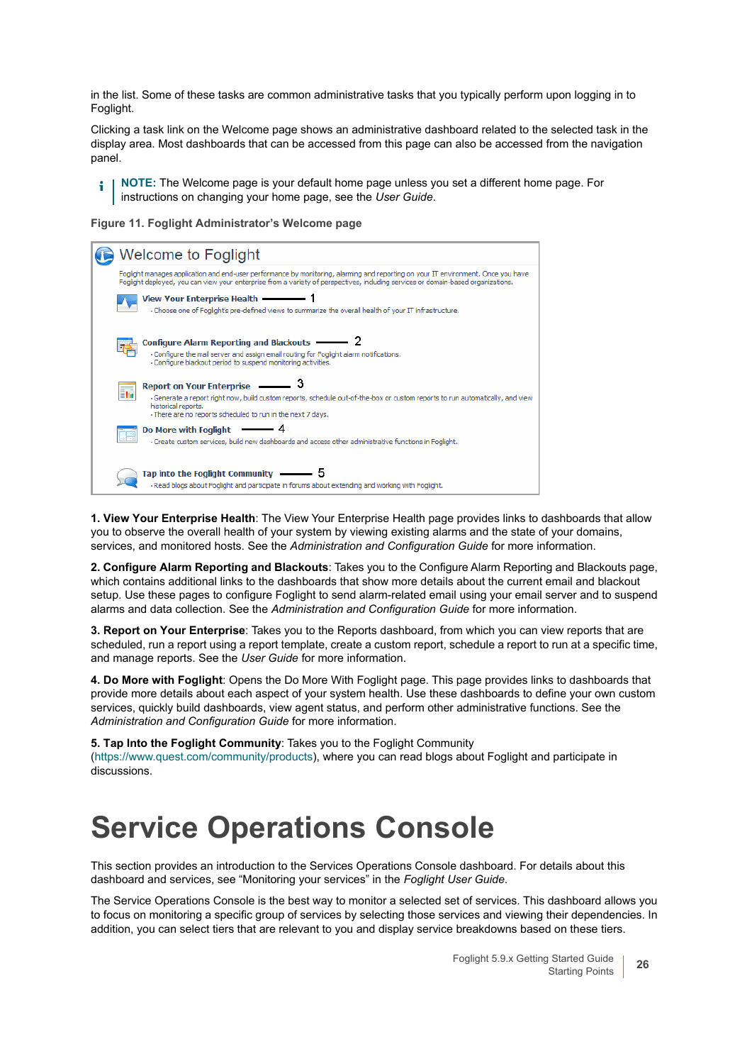in the list. Some of these tasks are common administrative tasks that you typically perform upon logging in to Foglight.

Clicking a task link on the Welcome page shows an administrative dashboard related to the selected task in the display area. Most dashboards that can be accessed from this page can also be accessed from the navigation panel.

**NOTE:** The Welcome page is your default home page unless you set a different home page. For instructions on changing your home page, see the *User Guide*.

**Figure 11. Foglight Administrator's Welcome page**

Welcome to Foglight

Foglight manages application and end-user performance by monitoring, alarming and reporting on your IT environment. Once you have Foglight deployed, you can view your enterprise from a variety of perspectives, including services or domain-based organizations.

**View Your Enterprise Health** — 1
- Choose one of Foglight's pre-defined views to summarize the overall health of your IT infrastructure.

**Configure Alarm Reporting and Blackouts** — 2
- Configure the mail server and assign email routing for Foglight alarm notifications.
- Configure blackout period to suspend monitoring activities.

**Report on Your Enterprise** — 3
- Generate a report right now, build custom reports, schedule out-of-the-box or custom reports to run automatically, and view historical reports.
- There are no reports scheduled to run in the next 7 days.

**Do More with Foglight** — 4
- Create custom services, build new dashboards and access other administrative functions in Foglight.

**Tap into the Foglight Community** — 5
- Read blogs about Foglight and participate in forums about extending and working with Foglight.

**1. View Your Enterprise Health**: The View Your Enterprise Health page provides links to dashboards that allow you to observe the overall health of your system by viewing existing alarms and the state of your domains, services, and monitored hosts. See the *Administration and Configuration Guide* for more information.

**2. Configure Alarm Reporting and Blackouts**: Takes you to the Configure Alarm Reporting and Blackouts page, which contains additional links to the dashboards that show more details about the current email and blackout setup. Use these pages to configure Foglight to send alarm-related email using your email server and to suspend alarms and data collection. See the *Administration and Configuration Guide* for more information.

**3. Report on Your Enterprise**: Takes you to the Reports dashboard, from which you can view reports that are scheduled, run a report using a report template, create a custom report, schedule a report to run at a specific time, and manage reports. See the *User Guide* for more information.

**4. Do More with Foglight**: Opens the Do More With Foglight page. This page provides links to dashboards that provide more details about each aspect of your system health. Use these dashboards to define your own custom services, quickly build dashboards, view agent status, and perform other administrative functions. See the *Administration and Configuration Guide* for more information.

**5. Tap Into the Foglight Community**: Takes you to the Foglight Community (https://www.quest.com/community/products), where you can read blogs about Foglight and participate in discussions.

# Service Operations Console

This section provides an introduction to the Services Operations Console dashboard. For details about this dashboard and services, see "Monitoring your services" in the *Foglight User Guide*.

The Service Operations Console is the best way to monitor a selected set of services. This dashboard allows you to focus on monitoring a specific group of services by selecting those services and viewing their dependencies. In addition, you can select tiers that are relevant to you and display service breakdowns based on these tiers.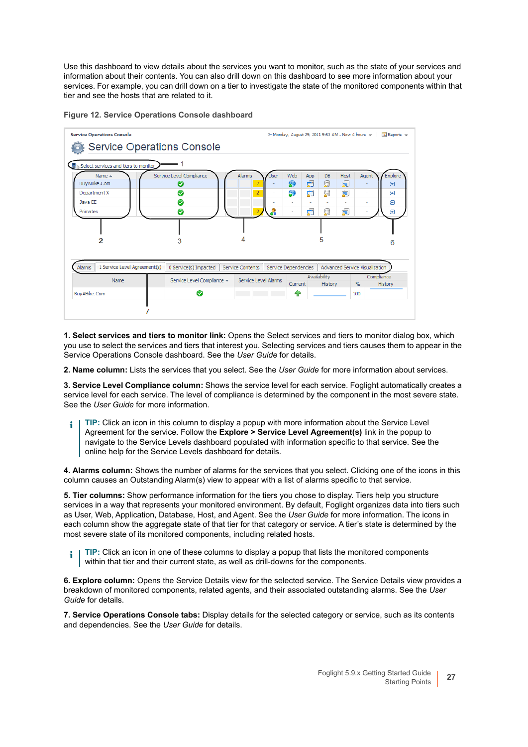Use this dashboard to view details about the services you want to monitor, such as the state of your services and information about their contents. You can also drill down on this dashboard to see more information about your services. For example, you can drill down on a tier to investigate the state of the monitored components within that tier and see the hosts that are related to it.

**Figure 12. Service Operations Console dashboard**

**1. Select services and tiers to monitor link:** Opens the Select services and tiers to monitor dialog box, which you use to select the services and tiers that interest you. Selecting services and tiers causes them to appear in the Service Operations Console dashboard. See the *User Guide* for details.

**2. Name column:** Lists the services that you select. See the *User Guide* for more information about services.

**3. Service Level Compliance column:** Shows the service level for each service. Foglight automatically creates a service level for each service. The level of compliance is determined by the component in the most severe state. See the *User Guide* for more information.

> **TIP:** Click an icon in this column to display a popup with more information about the Service Level Agreement for the service. Follow the **Explore > Service Level Agreement(s)** link in the popup to navigate to the Service Levels dashboard populated with information specific to that service. See the online help for the Service Levels dashboard for details.

**4. Alarms column:** Shows the number of alarms for the services that you select. Clicking one of the icons in this column causes an Outstanding Alarm(s) view to appear with a list of alarms specific to that service.

**5. Tier columns:** Show performance information for the tiers you chose to display. Tiers help you structure services in a way that represents your monitored environment. By default, Foglight organizes data into tiers such as User, Web, Application, Database, Host, and Agent. See the *User Guide* for more information. The icons in each column show the aggregate state of that tier for that category or service. A tier's state is determined by the most severe state of its monitored components, including related hosts.

> **TIP:** Click an icon in one of these columns to display a popup that lists the monitored components within that tier and their current state, as well as drill-downs for the components.

**6. Explore column:** Opens the Service Details view for the selected service. The Service Details view provides a breakdown of monitored components, related agents, and their associated outstanding alarms. See the *User Guide* for details.

**7. Service Operations Console tabs:** Display details for the selected category or service, such as its contents and dependencies. See the *User Guide* for details.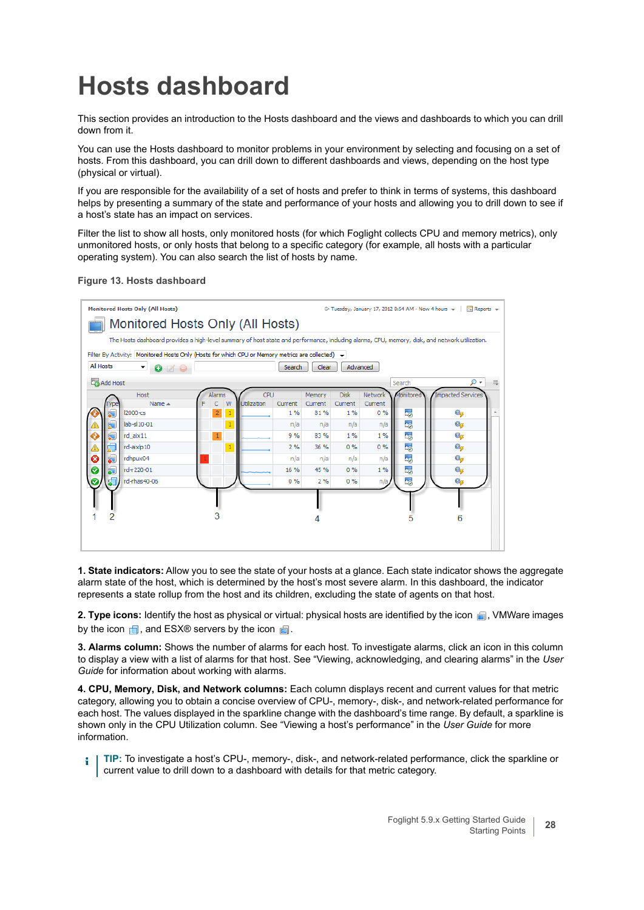# Hosts dashboard

This section provides an introduction to the Hosts dashboard and the views and dashboards to which you can drill down from it.

You can use the Hosts dashboard to monitor problems in your environment by selecting and focusing on a set of hosts. From this dashboard, you can drill down to different dashboards and views, depending on the host type (physical or virtual).

If you are responsible for the availability of a set of hosts and prefer to think in terms of systems, this dashboard helps by presenting a summary of the state and performance of your hosts and allowing you to drill down to see if a host's state has an impact on services.

Filter the list to show all hosts, only monitored hosts (for which Foglight collects CPU and memory metrics), only unmonitored hosts, or only hosts that belong to a specific category (for example, all hosts with a particular operating system). You can also search the list of hosts by name.

**Figure 13. Hosts dashboard**

**1. State indicators:** Allow you to see the state of your hosts at a glance. Each state indicator shows the aggregate alarm state of the host, which is determined by the host's most severe alarm. In this dashboard, the indicator represents a state rollup from the host and its children, excluding the state of agents on that host.

**2. Type icons:** Identify the host as physical or virtual: physical hosts are identified by the icon, VMWare images by the icon, and ESX® servers by the icon.

**3. Alarms column:** Shows the number of alarms for each host. To investigate alarms, click an icon in this column to display a view with a list of alarms for that host. See "Viewing, acknowledging, and clearing alarms" in the *User Guide* for information about working with alarms.

**4. CPU, Memory, Disk, and Network columns:** Each column displays recent and current values for that metric category, allowing you to obtain a concise overview of CPU-, memory-, disk-, and network-related performance for each host. The values displayed in the sparkline change with the dashboard's time range. By default, a sparkline is shown only in the CPU Utilization column. See "Viewing a host's performance" in the *User Guide* for more information.

**TIP:** To investigate a host's CPU-, memory-, disk-, and network-related performance, click the sparkline or current value to drill down to a dashboard with details for that metric category.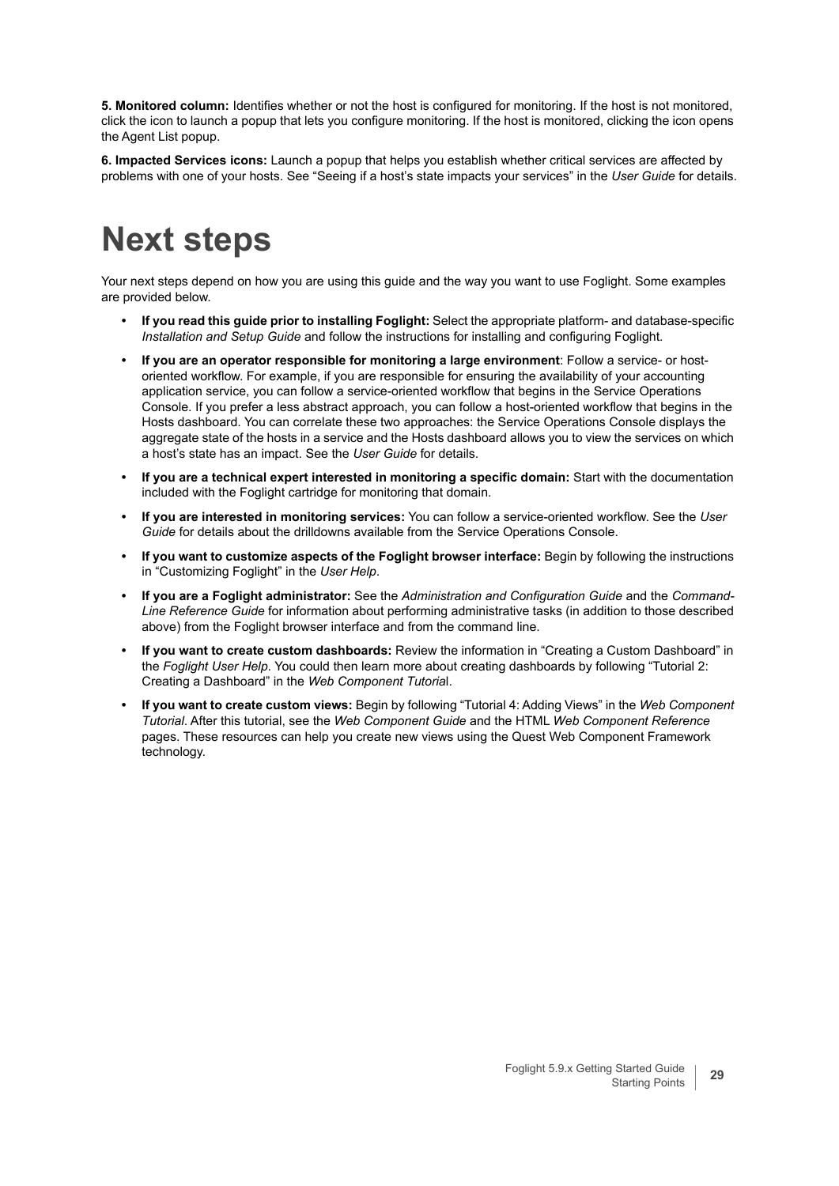**5. Monitored column:** Identifies whether or not the host is configured for monitoring. If the host is not monitored, click the icon to launch a popup that lets you configure monitoring. If the host is monitored, clicking the icon opens the Agent List popup.

**6. Impacted Services icons:** Launch a popup that helps you establish whether critical services are affected by problems with one of your hosts. See "Seeing if a host's state impacts your services" in the *User Guide* for details.

# Next steps

Your next steps depend on how you are using this guide and the way you want to use Foglight. Some examples are provided below.

- **If you read this guide prior to installing Foglight:** Select the appropriate platform- and database-specific *Installation and Setup Guide* and follow the instructions for installing and configuring Foglight.
- **If you are an operator responsible for monitoring a large environment**: Follow a service- or host-oriented workflow. For example, if you are responsible for ensuring the availability of your accounting application service, you can follow a service-oriented workflow that begins in the Service Operations Console. If you prefer a less abstract approach, you can follow a host-oriented workflow that begins in the Hosts dashboard. You can correlate these two approaches: the Service Operations Console displays the aggregate state of the hosts in a service and the Hosts dashboard allows you to view the services on which a host's state has an impact. See the *User Guide* for details.
- **If you are a technical expert interested in monitoring a specific domain:** Start with the documentation included with the Foglight cartridge for monitoring that domain.
- **If you are interested in monitoring services:** You can follow a service-oriented workflow. See the *User Guide* for details about the drilldowns available from the Service Operations Console.
- **If you want to customize aspects of the Foglight browser interface:** Begin by following the instructions in "Customizing Foglight" in the *User Help*.
- **If you are a Foglight administrator:** See the *Administration and Configuration Guide* and the *Command-Line Reference Guide* for information about performing administrative tasks (in addition to those described above) from the Foglight browser interface and from the command line.
- **If you want to create custom dashboards:** Review the information in "Creating a Custom Dashboard" in the *Foglight User Help*. You could then learn more about creating dashboards by following "Tutorial 2: Creating a Dashboard" in the *Web Component Tutorial*.
- **If you want to create custom views:** Begin by following "Tutorial 4: Adding Views" in the *Web Component Tutorial*. After this tutorial, see the *Web Component Guide* and the HTML *Web Component Reference* pages. These resources can help you create new views using the Quest Web Component Framework technology.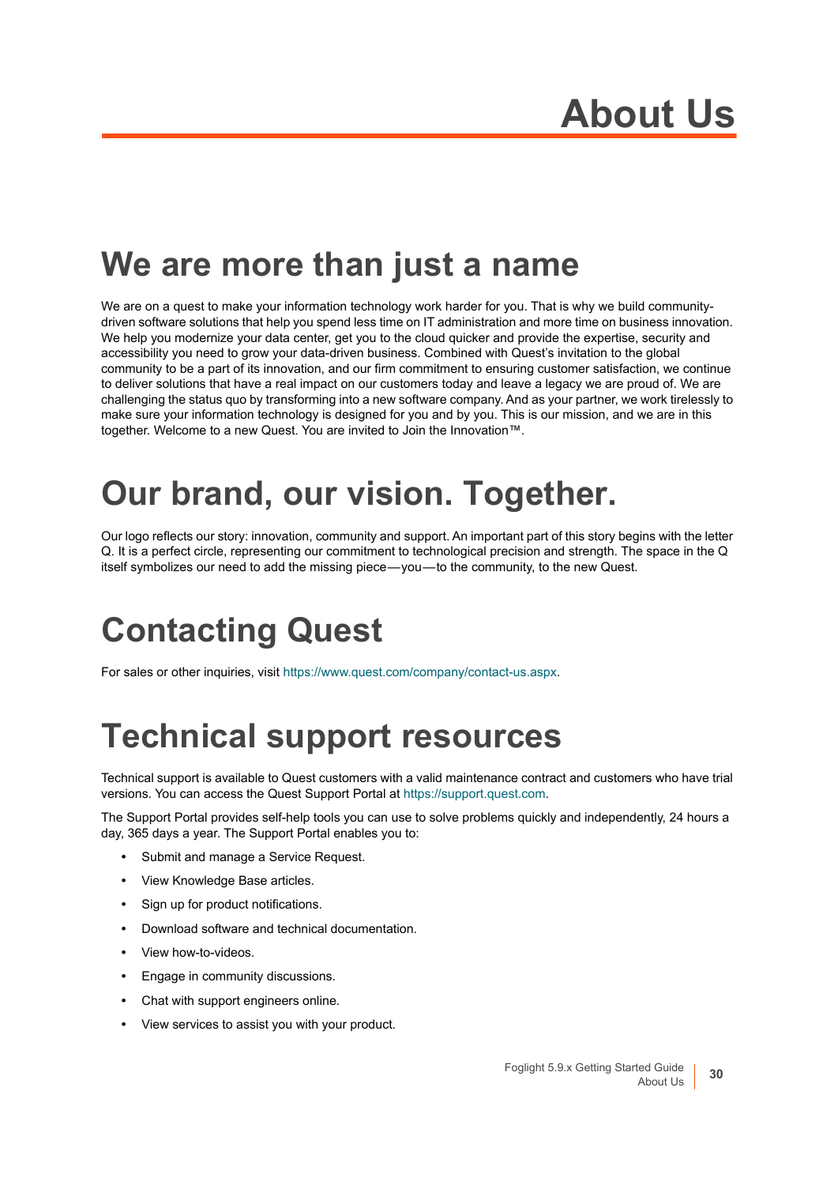# About Us

## We are more than just a name

We are on a quest to make your information technology work harder for you. That is why we build community-driven software solutions that help you spend less time on IT administration and more time on business innovation. We help you modernize your data center, get you to the cloud quicker and provide the expertise, security and accessibility you need to grow your data-driven business. Combined with Quest's invitation to the global community to be a part of its innovation, and our firm commitment to ensuring customer satisfaction, we continue to deliver solutions that have a real impact on our customers today and leave a legacy we are proud of. We are challenging the status quo by transforming into a new software company. And as your partner, we work tirelessly to make sure your information technology is designed for you and by you. This is our mission, and we are in this together. Welcome to a new Quest. You are invited to Join the Innovation™.

## Our brand, our vision. Together.

Our logo reflects our story: innovation, community and support. An important part of this story begins with the letter Q. It is a perfect circle, representing our commitment to technological precision and strength. The space in the Q itself symbolizes our need to add the missing piece—you—to the community, to the new Quest.

## Contacting Quest

For sales or other inquiries, visit https://www.quest.com/company/contact-us.aspx.

## Technical support resources

Technical support is available to Quest customers with a valid maintenance contract and customers who have trial versions. You can access the Quest Support Portal at https://support.quest.com.

The Support Portal provides self-help tools you can use to solve problems quickly and independently, 24 hours a day, 365 days a year. The Support Portal enables you to:

- Submit and manage a Service Request.
- View Knowledge Base articles.
- Sign up for product notifications.
- Download software and technical documentation.
- View how-to-videos.
- Engage in community discussions.
- Chat with support engineers online.
- View services to assist you with your product.